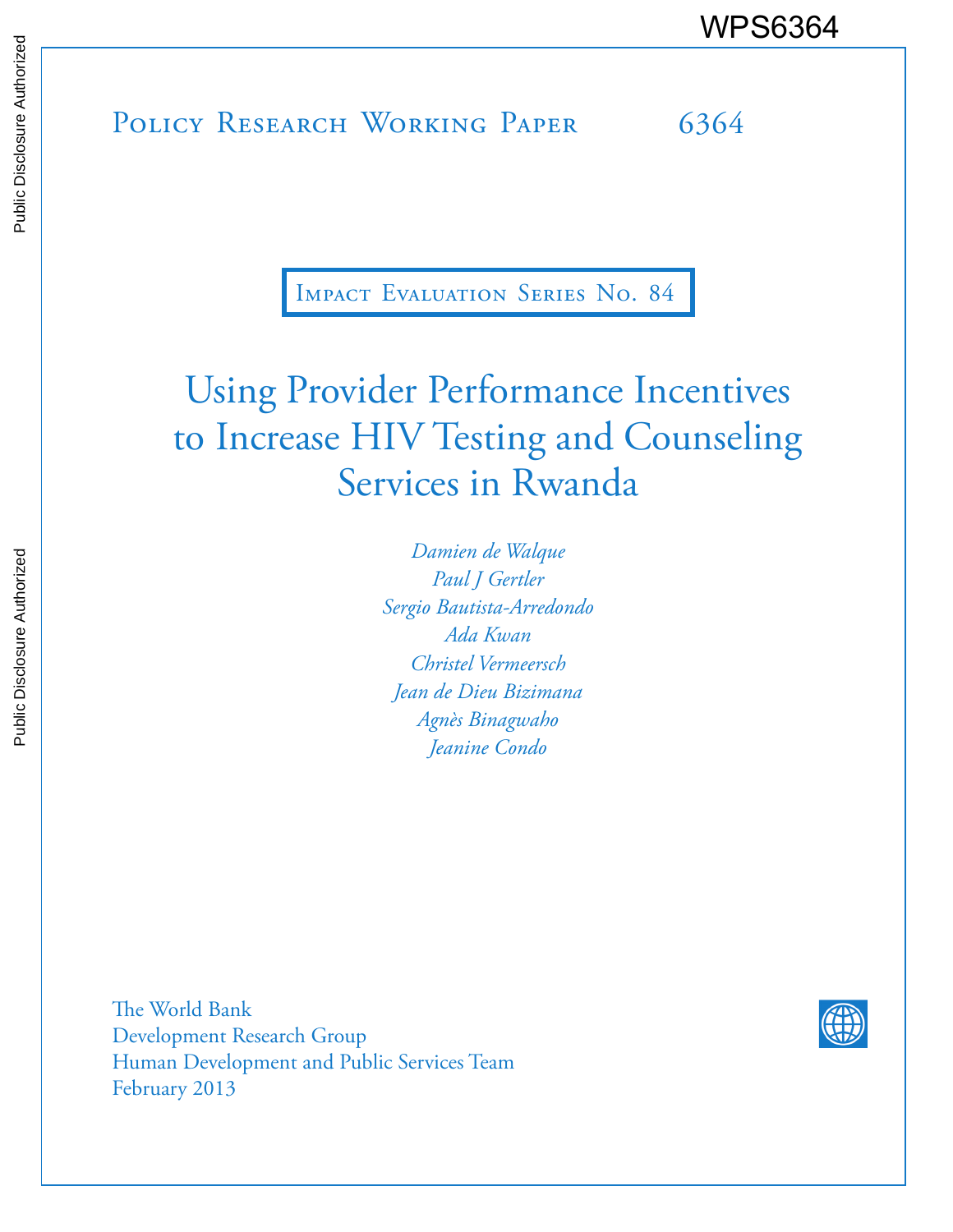WPS6364

Policy Research Working Paper 6364

Impact Evaluation Series No. 84

# Using Provider Performance Incentives to Increase HIV Testing and Counseling Services in Rwanda

*Damien de Walque*
*Paul J Gertler*
*Sergio Bautista-Arredondo*
*Ada Kwan*
*Christel Vermeersch*
*Jean de Dieu Bizimana*
*Agnès Binagwaho*
*Jeanine Condo*

The World Bank
Development Research Group
Human Development and Public Services Team
February 2013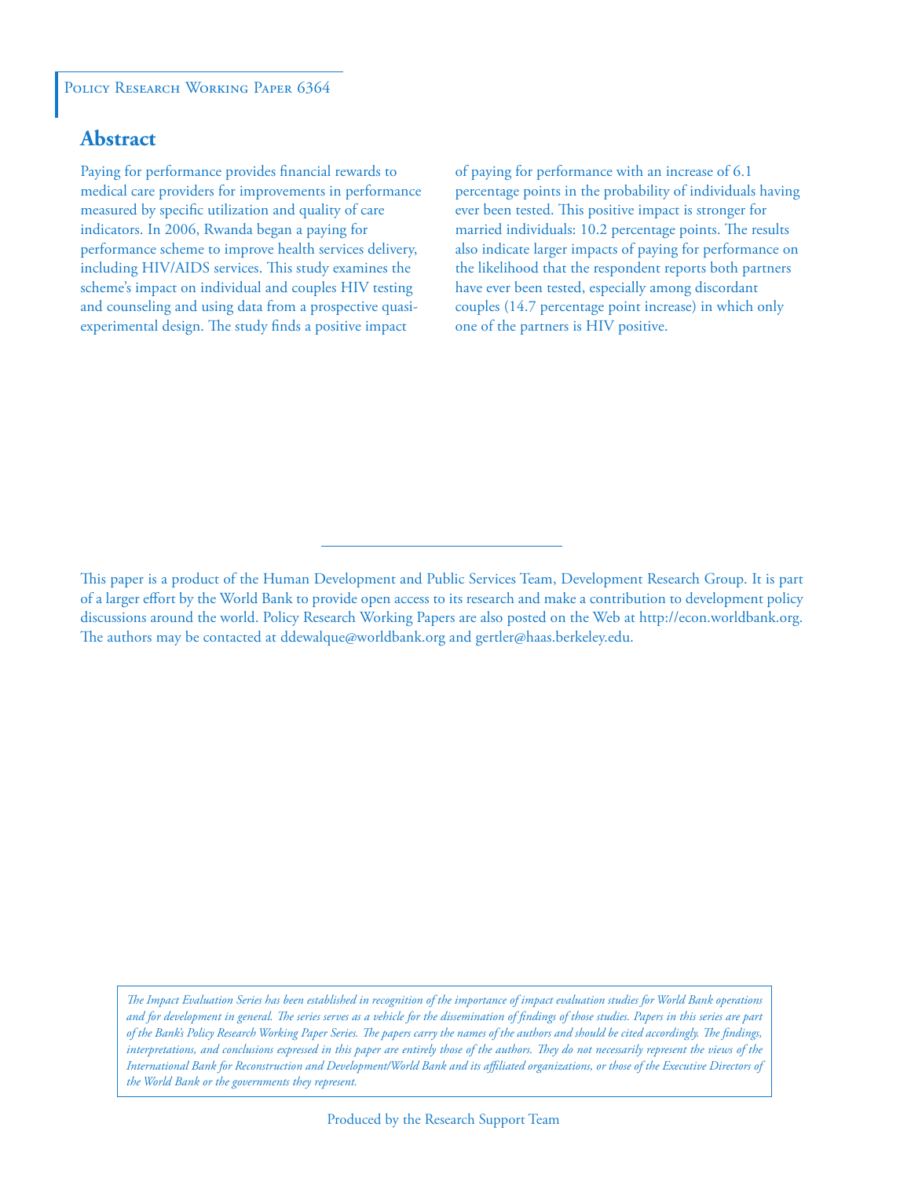Policy Research Working Paper 6364

## Abstract

Paying for performance provides financial rewards to medical care providers for improvements in performance measured by specific utilization and quality of care indicators. In 2006, Rwanda began a paying for performance scheme to improve health services delivery, including HIV/AIDS services. This study examines the scheme's impact on individual and couples HIV testing and counseling and using data from a prospective quasi-experimental design. The study finds a positive impact of paying for performance with an increase of 6.1 percentage points in the probability of individuals having ever been tested. This positive impact is stronger for married individuals: 10.2 percentage points. The results also indicate larger impacts of paying for performance on the likelihood that the respondent reports both partners have ever been tested, especially among discordant couples (14.7 percentage point increase) in which only one of the partners is HIV positive.

---

This paper is a product of the Human Development and Public Services Team, Development Research Group. It is part of a larger effort by the World Bank to provide open access to its research and make a contribution to development policy discussions around the world. Policy Research Working Papers are also posted on the Web at http://econ.worldbank.org. The authors may be contacted at ddewalque@worldbank.org and gertler@haas.berkeley.edu.

*The Impact Evaluation Series has been established in recognition of the importance of impact evaluation studies for World Bank operations and for development in general. The series serves as a vehicle for the dissemination of findings of those studies. Papers in this series are part of the Bank's Policy Research Working Paper Series. The papers carry the names of the authors and should be cited accordingly. The findings, interpretations, and conclusions expressed in this paper are entirely those of the authors. They do not necessarily represent the views of the International Bank for Reconstruction and Development/World Bank and its affiliated organizations, or those of the Executive Directors of the World Bank or the governments they represent.*

Produced by the Research Support Team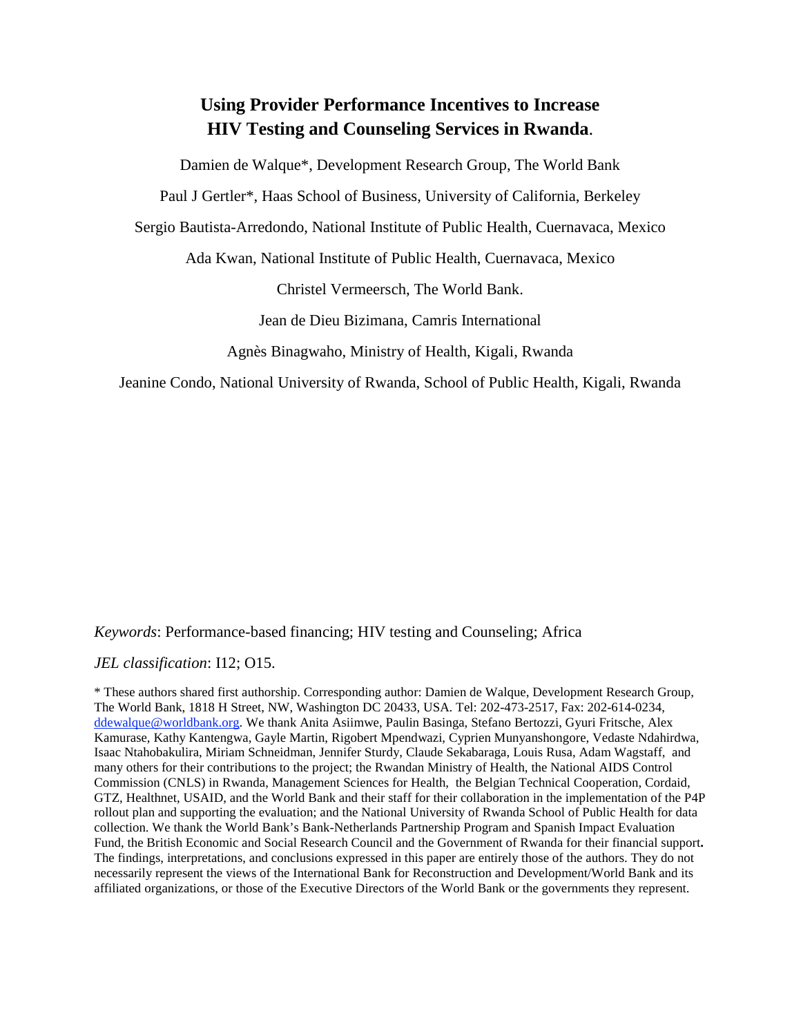# Using Provider Performance Incentives to Increase HIV Testing and Counseling Services in Rwanda.

Damien de Walque*, Development Research Group, The World Bank

Paul J Gertler*, Haas School of Business, University of California, Berkeley

Sergio Bautista-Arredondo, National Institute of Public Health, Cuernavaca, Mexico

Ada Kwan, National Institute of Public Health, Cuernavaca, Mexico

Christel Vermeersch, The World Bank.

Jean de Dieu Bizimana, Camris International

Agnès Binagwaho, Ministry of Health, Kigali, Rwanda

Jeanine Condo, National University of Rwanda, School of Public Health, Kigali, Rwanda

*Keywords*: Performance-based financing; HIV testing and Counseling; Africa

*JEL classification*: I12; O15.

* These authors shared first authorship. Corresponding author: Damien de Walque, Development Research Group, The World Bank, 1818 H Street, NW, Washington DC 20433, USA. Tel: 202-473-2517, Fax: 202-614-0234, ddewalque@worldbank.org. We thank Anita Asiimwe, Paulin Basinga, Stefano Bertozzi, Gyuri Fritsche, Alex Kamurase, Kathy Kantengwa, Gayle Martin, Rigobert Mpendwazi, Cyprien Munyanshongore, Vedaste Ndahirdwa, Isaac Ntahobakulira, Miriam Schneidman, Jennifer Sturdy, Claude Sekabaraga, Louis Rusa, Adam Wagstaff, and many others for their contributions to the project; the Rwandan Ministry of Health, the National AIDS Control Commission (CNLS) in Rwanda, Management Sciences for Health, the Belgian Technical Cooperation, Cordaid, GTZ, Healthnet, USAID, and the World Bank and their staff for their collaboration in the implementation of the P4P rollout plan and supporting the evaluation; and the National University of Rwanda School of Public Health for data collection. We thank the World Bank's Bank-Netherlands Partnership Program and Spanish Impact Evaluation Fund, the British Economic and Social Research Council and the Government of Rwanda for their financial support**.** The findings, interpretations, and conclusions expressed in this paper are entirely those of the authors. They do not necessarily represent the views of the International Bank for Reconstruction and Development/World Bank and its affiliated organizations, or those of the Executive Directors of the World Bank or the governments they represent.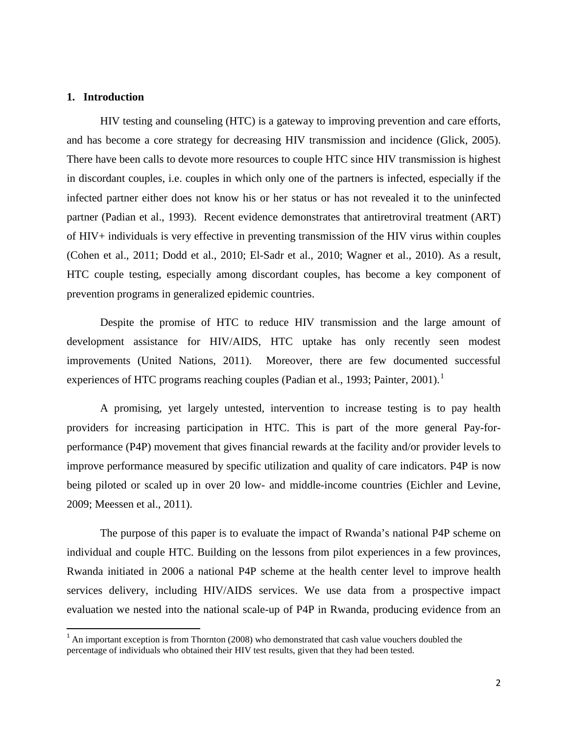## 1. Introduction

HIV testing and counseling (HTC) is a gateway to improving prevention and care efforts, and has become a core strategy for decreasing HIV transmission and incidence (Glick, 2005). There have been calls to devote more resources to couple HTC since HIV transmission is highest in discordant couples, i.e. couples in which only one of the partners is infected, especially if the infected partner either does not know his or her status or has not revealed it to the uninfected partner (Padian et al., 1993). Recent evidence demonstrates that antiretroviral treatment (ART) of HIV+ individuals is very effective in preventing transmission of the HIV virus within couples (Cohen et al., 2011; Dodd et al., 2010; El-Sadr et al., 2010; Wagner et al., 2010). As a result, HTC couple testing, especially among discordant couples, has become a key component of prevention programs in generalized epidemic countries.

Despite the promise of HTC to reduce HIV transmission and the large amount of development assistance for HIV/AIDS, HTC uptake has only recently seen modest improvements (United Nations, 2011). Moreover, there are few documented successful experiences of HTC programs reaching couples (Padian et al., 1993; Painter, 2001).[1]

A promising, yet largely untested, intervention to increase testing is to pay health providers for increasing participation in HTC. This is part of the more general Pay-for-performance (P4P) movement that gives financial rewards at the facility and/or provider levels to improve performance measured by specific utilization and quality of care indicators. P4P is now being piloted or scaled up in over 20 low- and middle-income countries (Eichler and Levine, 2009; Meessen et al., 2011).

The purpose of this paper is to evaluate the impact of Rwanda's national P4P scheme on individual and couple HTC. Building on the lessons from pilot experiences in a few provinces, Rwanda initiated in 2006 a national P4P scheme at the health center level to improve health services delivery, including HIV/AIDS services. We use data from a prospective impact evaluation we nested into the national scale-up of P4P in Rwanda, producing evidence from an

[1] An important exception is from Thornton (2008) who demonstrated that cash value vouchers doubled the percentage of individuals who obtained their HIV test results, given that they had been tested.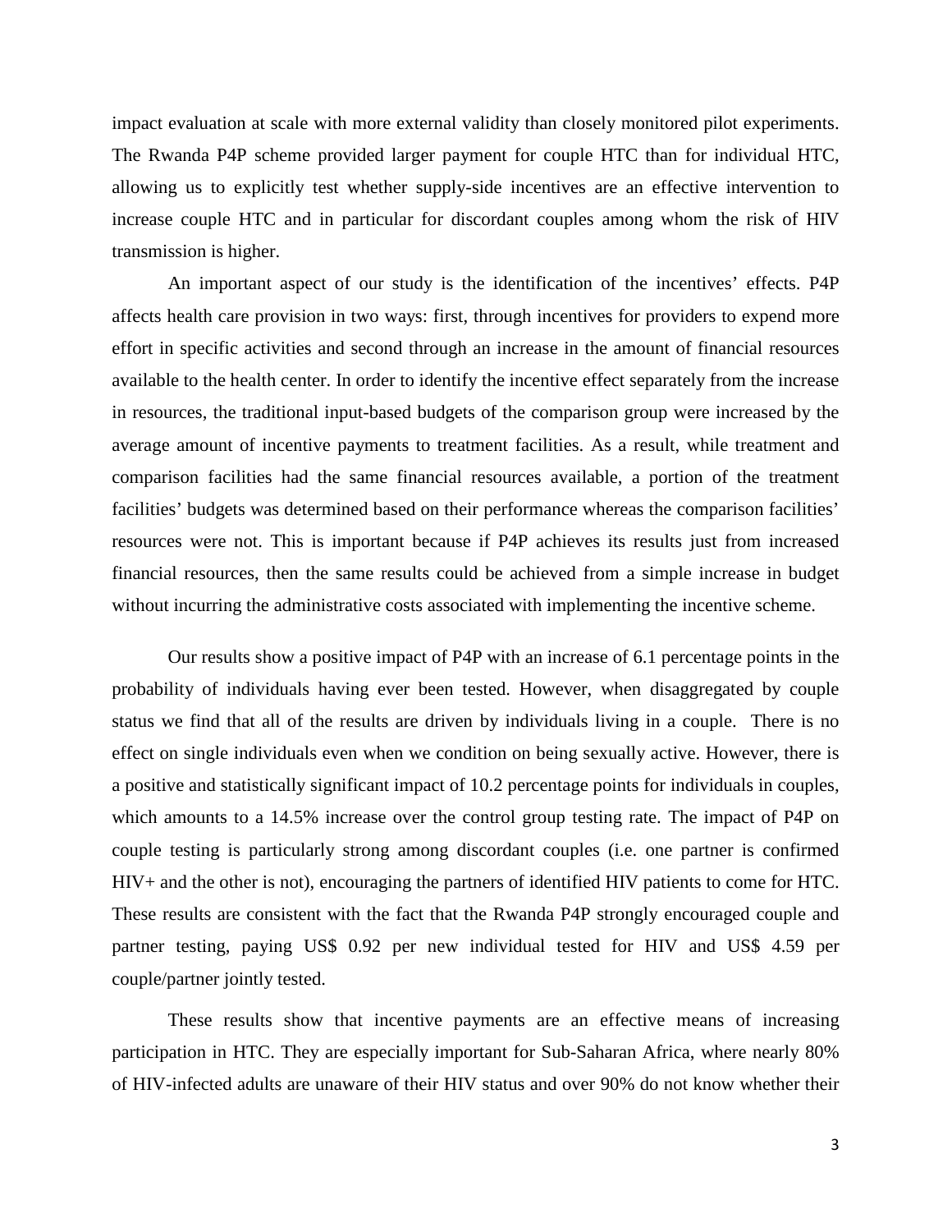impact evaluation at scale with more external validity than closely monitored pilot experiments. The Rwanda P4P scheme provided larger payment for couple HTC than for individual HTC, allowing us to explicitly test whether supply-side incentives are an effective intervention to increase couple HTC and in particular for discordant couples among whom the risk of HIV transmission is higher.

An important aspect of our study is the identification of the incentives' effects. P4P affects health care provision in two ways: first, through incentives for providers to expend more effort in specific activities and second through an increase in the amount of financial resources available to the health center. In order to identify the incentive effect separately from the increase in resources, the traditional input-based budgets of the comparison group were increased by the average amount of incentive payments to treatment facilities. As a result, while treatment and comparison facilities had the same financial resources available, a portion of the treatment facilities' budgets was determined based on their performance whereas the comparison facilities' resources were not. This is important because if P4P achieves its results just from increased financial resources, then the same results could be achieved from a simple increase in budget without incurring the administrative costs associated with implementing the incentive scheme.

Our results show a positive impact of P4P with an increase of 6.1 percentage points in the probability of individuals having ever been tested. However, when disaggregated by couple status we find that all of the results are driven by individuals living in a couple. There is no effect on single individuals even when we condition on being sexually active. However, there is a positive and statistically significant impact of 10.2 percentage points for individuals in couples, which amounts to a 14.5% increase over the control group testing rate. The impact of P4P on couple testing is particularly strong among discordant couples (i.e. one partner is confirmed HIV+ and the other is not), encouraging the partners of identified HIV patients to come for HTC. These results are consistent with the fact that the Rwanda P4P strongly encouraged couple and partner testing, paying US$ 0.92 per new individual tested for HIV and US$ 4.59 per couple/partner jointly tested.

These results show that incentive payments are an effective means of increasing participation in HTC. They are especially important for Sub-Saharan Africa, where nearly 80% of HIV-infected adults are unaware of their HIV status and over 90% do not know whether their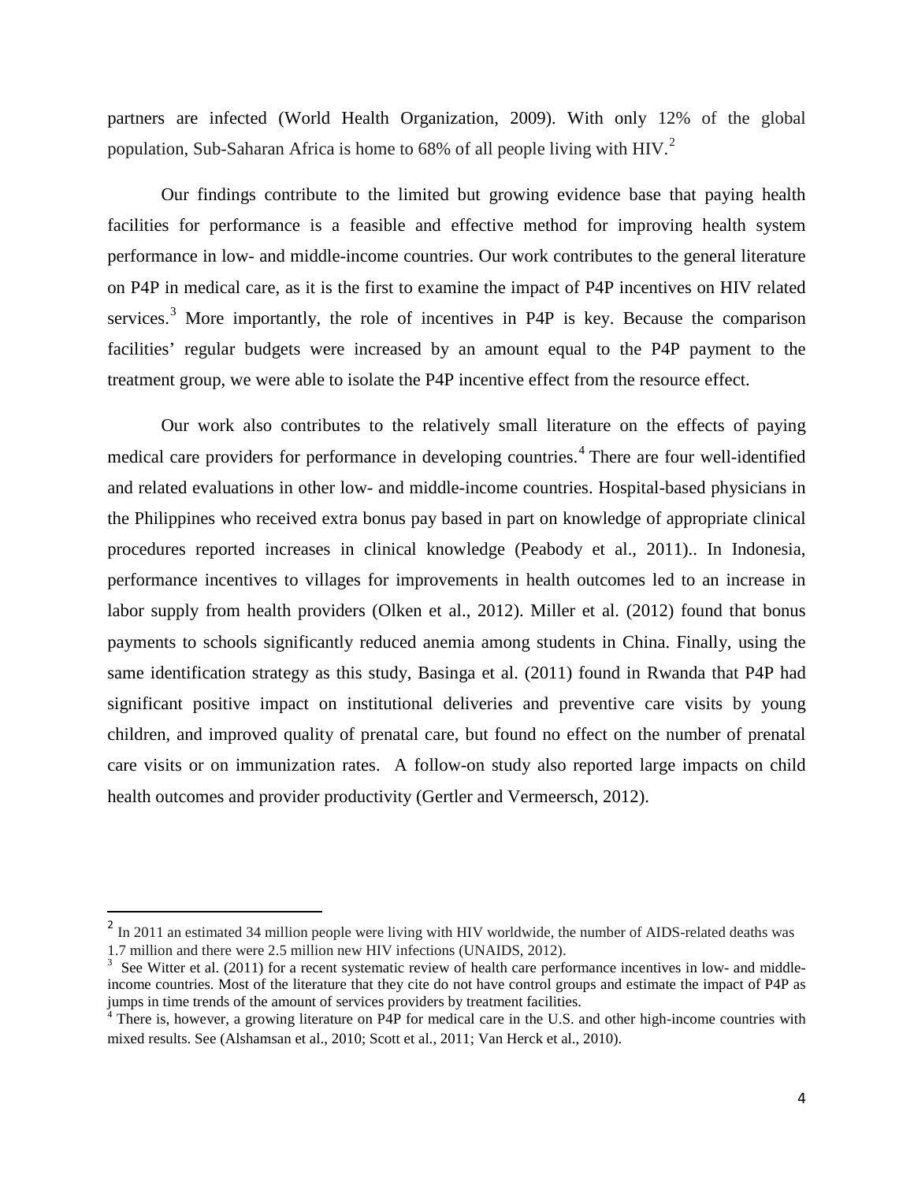partners are infected (World Health Organization, 2009). With only 12% of the global population, Sub-Saharan Africa is home to 68% of all people living with HIV.[2]

Our findings contribute to the limited but growing evidence base that paying health facilities for performance is a feasible and effective method for improving health system performance in low- and middle-income countries. Our work contributes to the general literature on P4P in medical care, as it is the first to examine the impact of P4P incentives on HIV related services.[3] More importantly, the role of incentives in P4P is key. Because the comparison facilities' regular budgets were increased by an amount equal to the P4P payment to the treatment group, we were able to isolate the P4P incentive effect from the resource effect.

Our work also contributes to the relatively small literature on the effects of paying medical care providers for performance in developing countries.[4] There are four well-identified and related evaluations in other low- and middle-income countries. Hospital-based physicians in the Philippines who received extra bonus pay based in part on knowledge of appropriate clinical procedures reported increases in clinical knowledge (Peabody et al., 2011).. In Indonesia, performance incentives to villages for improvements in health outcomes led to an increase in labor supply from health providers (Olken et al., 2012). Miller et al. (2012) found that bonus payments to schools significantly reduced anemia among students in China. Finally, using the same identification strategy as this study, Basinga et al. (2011) found in Rwanda that P4P had significant positive impact on institutional deliveries and preventive care visits by young children, and improved quality of prenatal care, but found no effect on the number of prenatal care visits or on immunization rates. A follow-on study also reported large impacts on child health outcomes and provider productivity (Gertler and Vermeersch, 2012).

---

[2] In 2011 an estimated 34 million people were living with HIV worldwide, the number of AIDS-related deaths was 1.7 million and there were 2.5 million new HIV infections (UNAIDS, 2012).

[3] See Witter et al. (2011) for a recent systematic review of health care performance incentives in low- and middle-income countries. Most of the literature that they cite do not have control groups and estimate the impact of P4P as jumps in time trends of the amount of services providers by treatment facilities.

[4] There is, however, a growing literature on P4P for medical care in the U.S. and other high-income countries with mixed results. See (Alshamsan et al., 2010; Scott et al., 2011; Van Herck et al., 2010).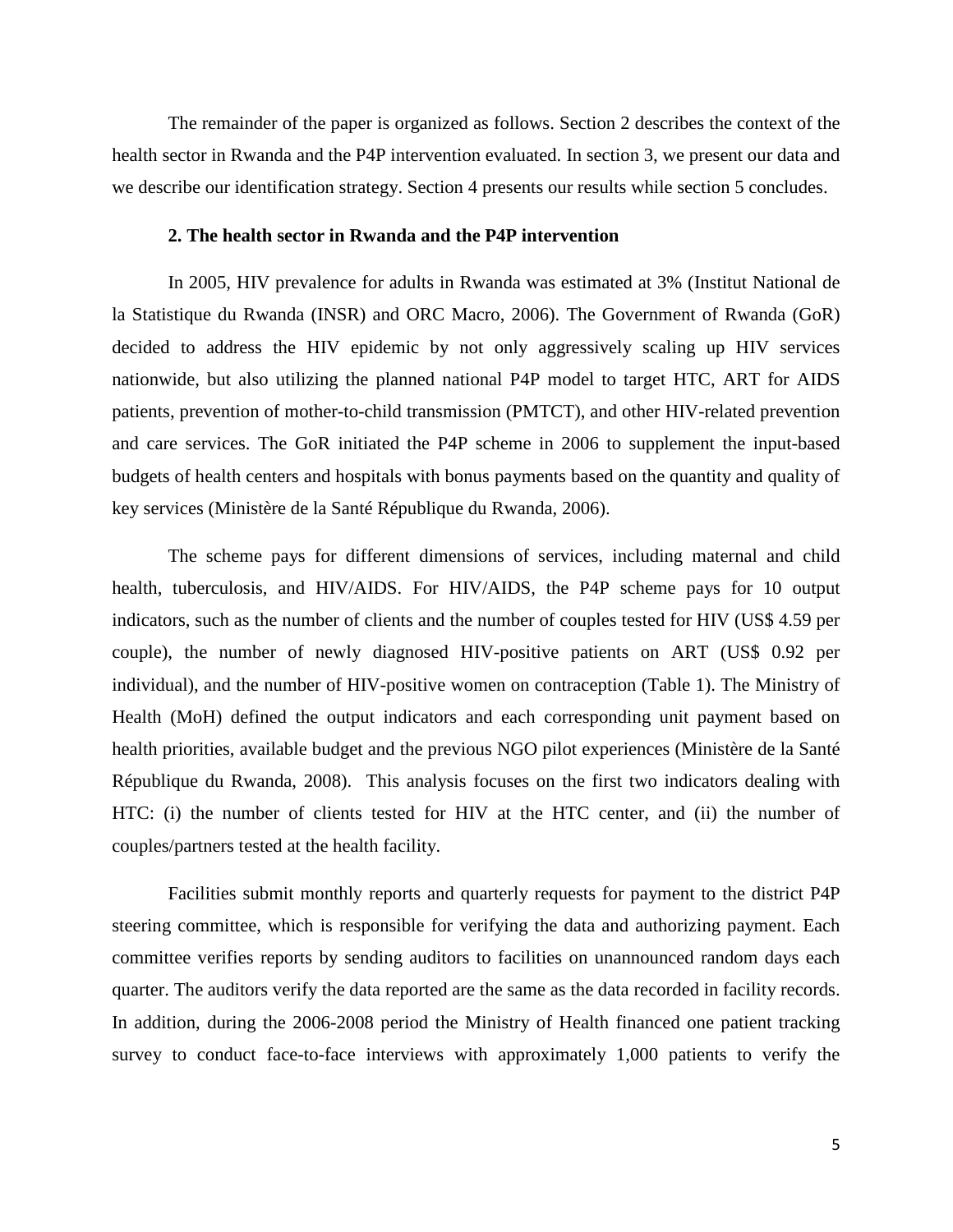The remainder of the paper is organized as follows. Section 2 describes the context of the health sector in Rwanda and the P4P intervention evaluated. In section 3, we present our data and we describe our identification strategy. Section 4 presents our results while section 5 concludes.

## 2. The health sector in Rwanda and the P4P intervention

In 2005, HIV prevalence for adults in Rwanda was estimated at 3% (Institut National de la Statistique du Rwanda (INSR) and ORC Macro, 2006). The Government of Rwanda (GoR) decided to address the HIV epidemic by not only aggressively scaling up HIV services nationwide, but also utilizing the planned national P4P model to target HTC, ART for AIDS patients, prevention of mother-to-child transmission (PMTCT), and other HIV-related prevention and care services. The GoR initiated the P4P scheme in 2006 to supplement the input-based budgets of health centers and hospitals with bonus payments based on the quantity and quality of key services (Ministère de la Santé République du Rwanda, 2006).

The scheme pays for different dimensions of services, including maternal and child health, tuberculosis, and HIV/AIDS. For HIV/AIDS, the P4P scheme pays for 10 output indicators, such as the number of clients and the number of couples tested for HIV (US$ 4.59 per couple), the number of newly diagnosed HIV-positive patients on ART (US$ 0.92 per individual), and the number of HIV-positive women on contraception (Table 1). The Ministry of Health (MoH) defined the output indicators and each corresponding unit payment based on health priorities, available budget and the previous NGO pilot experiences (Ministère de la Santé République du Rwanda, 2008). This analysis focuses on the first two indicators dealing with HTC: (i) the number of clients tested for HIV at the HTC center, and (ii) the number of couples/partners tested at the health facility.

Facilities submit monthly reports and quarterly requests for payment to the district P4P steering committee, which is responsible for verifying the data and authorizing payment. Each committee verifies reports by sending auditors to facilities on unannounced random days each quarter. The auditors verify the data reported are the same as the data recorded in facility records. In addition, during the 2006-2008 period the Ministry of Health financed one patient tracking survey to conduct face-to-face interviews with approximately 1,000 patients to verify the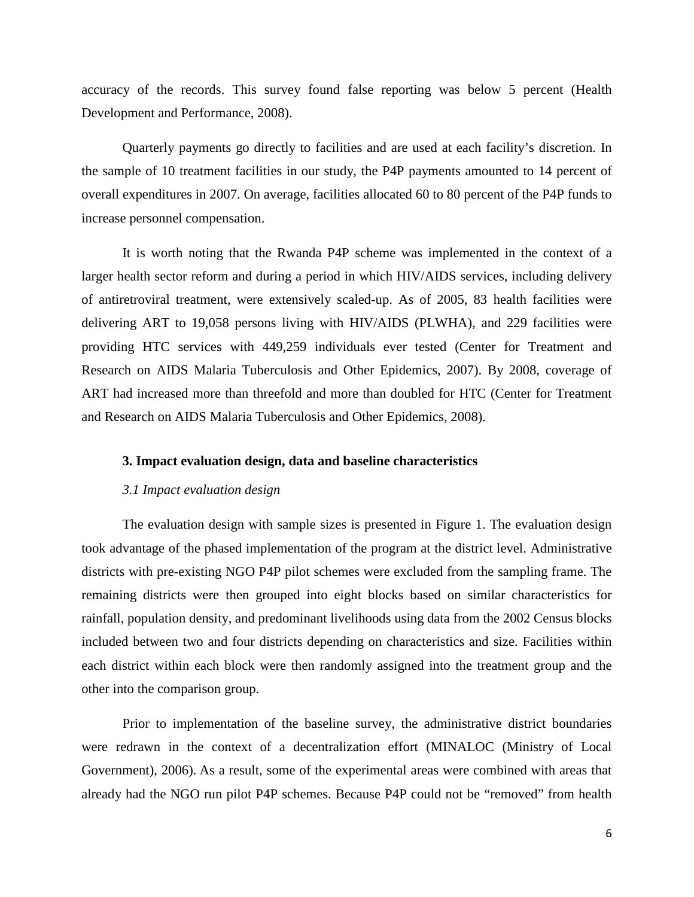accuracy of the records. This survey found false reporting was below 5 percent (Health Development and Performance, 2008).

Quarterly payments go directly to facilities and are used at each facility's discretion. In the sample of 10 treatment facilities in our study, the P4P payments amounted to 14 percent of overall expenditures in 2007. On average, facilities allocated 60 to 80 percent of the P4P funds to increase personnel compensation.

It is worth noting that the Rwanda P4P scheme was implemented in the context of a larger health sector reform and during a period in which HIV/AIDS services, including delivery of antiretroviral treatment, were extensively scaled-up. As of 2005, 83 health facilities were delivering ART to 19,058 persons living with HIV/AIDS (PLWHA), and 229 facilities were providing HTC services with 449,259 individuals ever tested (Center for Treatment and Research on AIDS Malaria Tuberculosis and Other Epidemics, 2007). By 2008, coverage of ART had increased more than threefold and more than doubled for HTC (Center for Treatment and Research on AIDS Malaria Tuberculosis and Other Epidemics, 2008).

## 3. Impact evaluation design, data and baseline characteristics

### *3.1 Impact evaluation design*

The evaluation design with sample sizes is presented in Figure 1. The evaluation design took advantage of the phased implementation of the program at the district level. Administrative districts with pre-existing NGO P4P pilot schemes were excluded from the sampling frame. The remaining districts were then grouped into eight blocks based on similar characteristics for rainfall, population density, and predominant livelihoods using data from the 2002 Census blocks included between two and four districts depending on characteristics and size. Facilities within each district within each block were then randomly assigned into the treatment group and the other into the comparison group.

Prior to implementation of the baseline survey, the administrative district boundaries were redrawn in the context of a decentralization effort (MINALOC (Ministry of Local Government), 2006). As a result, some of the experimental areas were combined with areas that already had the NGO run pilot P4P schemes. Because P4P could not be "removed" from health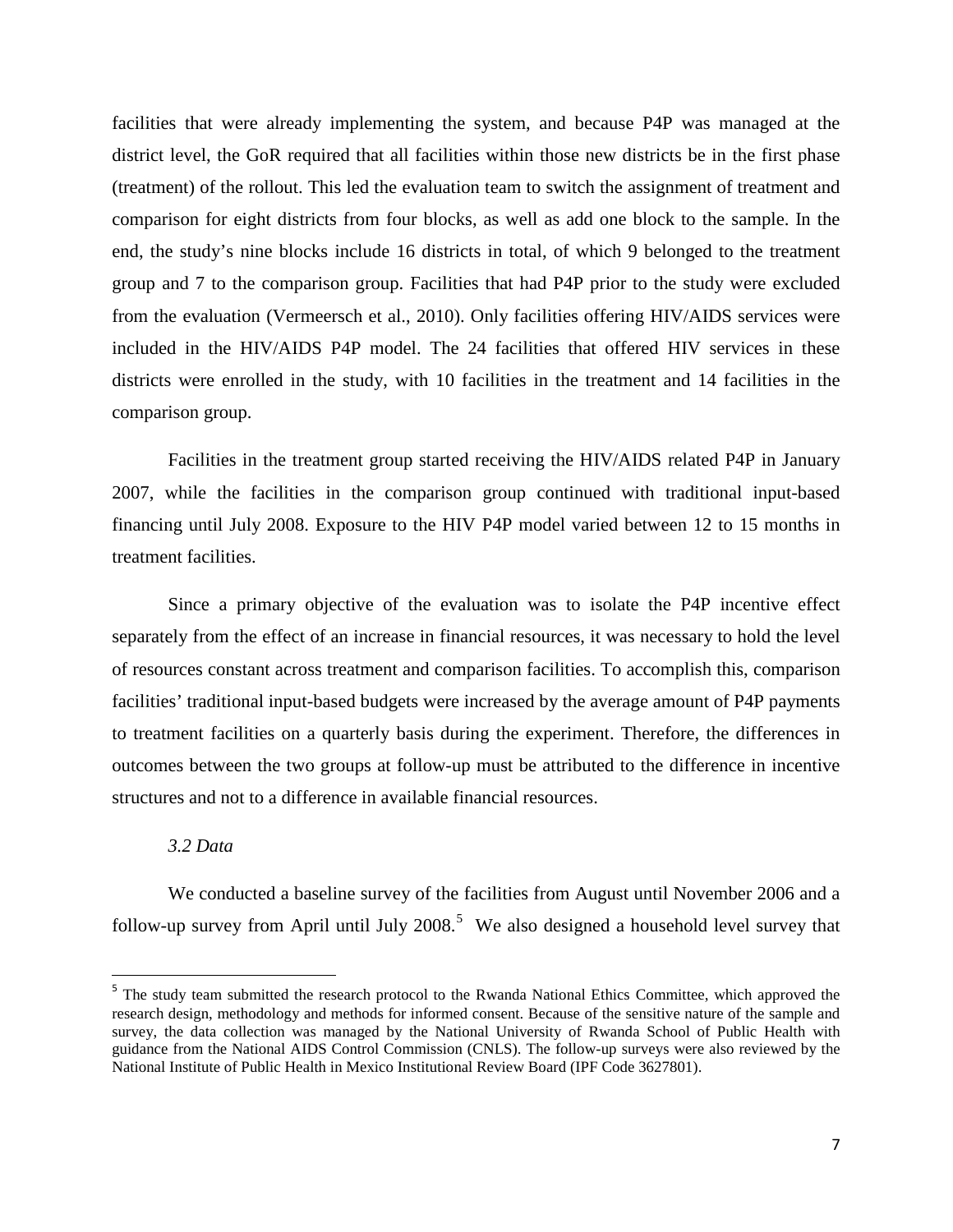facilities that were already implementing the system, and because P4P was managed at the district level, the GoR required that all facilities within those new districts be in the first phase (treatment) of the rollout. This led the evaluation team to switch the assignment of treatment and comparison for eight districts from four blocks, as well as add one block to the sample. In the end, the study's nine blocks include 16 districts in total, of which 9 belonged to the treatment group and 7 to the comparison group. Facilities that had P4P prior to the study were excluded from the evaluation (Vermeersch et al., 2010). Only facilities offering HIV/AIDS services were included in the HIV/AIDS P4P model. The 24 facilities that offered HIV services in these districts were enrolled in the study, with 10 facilities in the treatment and 14 facilities in the comparison group.

Facilities in the treatment group started receiving the HIV/AIDS related P4P in January 2007, while the facilities in the comparison group continued with traditional input-based financing until July 2008. Exposure to the HIV P4P model varied between 12 to 15 months in treatment facilities.

Since a primary objective of the evaluation was to isolate the P4P incentive effect separately from the effect of an increase in financial resources, it was necessary to hold the level of resources constant across treatment and comparison facilities. To accomplish this, comparison facilities' traditional input-based budgets were increased by the average amount of P4P payments to treatment facilities on a quarterly basis during the experiment. Therefore, the differences in outcomes between the two groups at follow-up must be attributed to the difference in incentive structures and not to a difference in available financial resources.

### *3.2 Data*

We conducted a baseline survey of the facilities from August until November 2006 and a follow-up survey from April until July 2008.[5] We also designed a household level survey that

[5] The study team submitted the research protocol to the Rwanda National Ethics Committee, which approved the research design, methodology and methods for informed consent. Because of the sensitive nature of the sample and survey, the data collection was managed by the National University of Rwanda School of Public Health with guidance from the National AIDS Control Commission (CNLS). The follow-up surveys were also reviewed by the National Institute of Public Health in Mexico Institutional Review Board (IPF Code 3627801).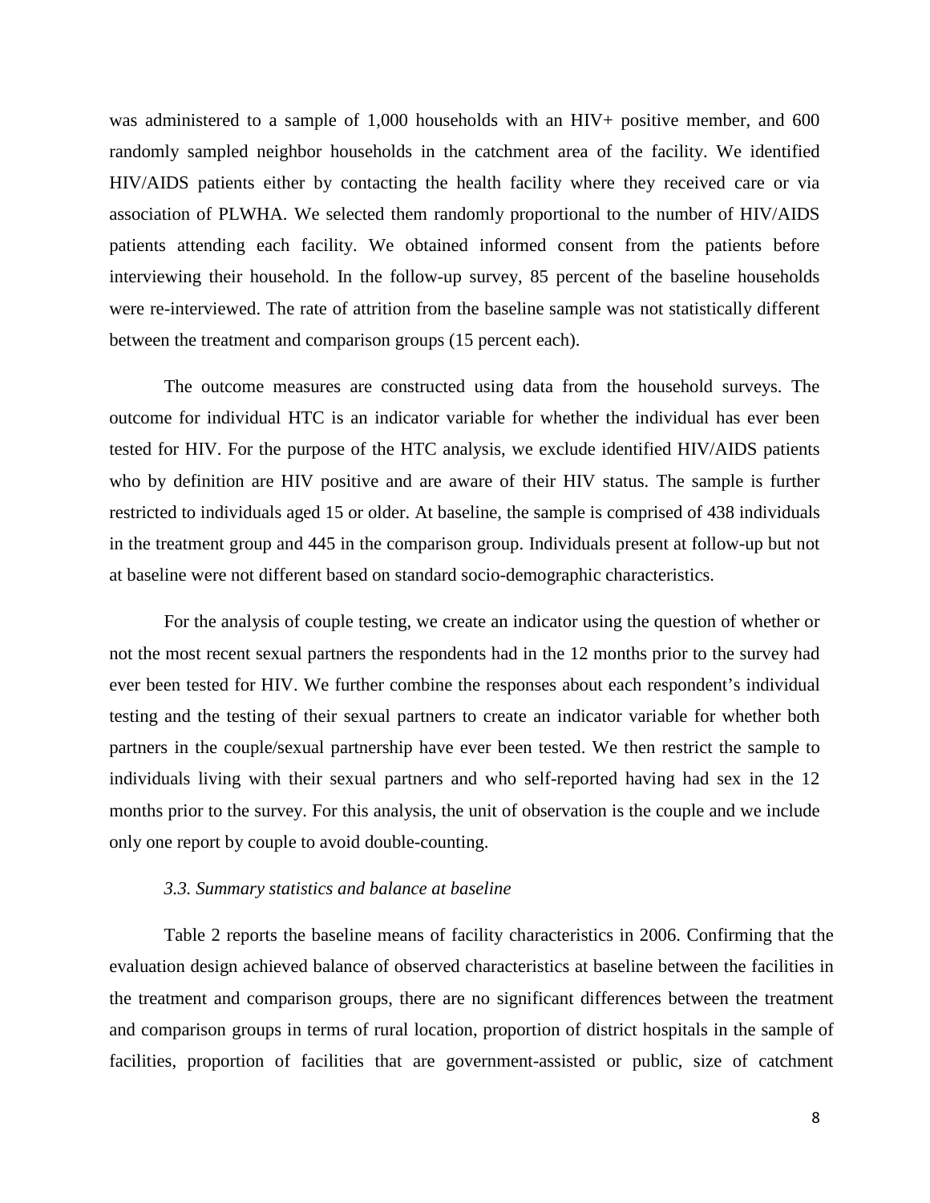was administered to a sample of 1,000 households with an HIV+ positive member, and 600 randomly sampled neighbor households in the catchment area of the facility. We identified HIV/AIDS patients either by contacting the health facility where they received care or via association of PLWHA. We selected them randomly proportional to the number of HIV/AIDS patients attending each facility. We obtained informed consent from the patients before interviewing their household. In the follow-up survey, 85 percent of the baseline households were re-interviewed. The rate of attrition from the baseline sample was not statistically different between the treatment and comparison groups (15 percent each).

The outcome measures are constructed using data from the household surveys. The outcome for individual HTC is an indicator variable for whether the individual has ever been tested for HIV. For the purpose of the HTC analysis, we exclude identified HIV/AIDS patients who by definition are HIV positive and are aware of their HIV status. The sample is further restricted to individuals aged 15 or older. At baseline, the sample is comprised of 438 individuals in the treatment group and 445 in the comparison group. Individuals present at follow-up but not at baseline were not different based on standard socio-demographic characteristics.

For the analysis of couple testing, we create an indicator using the question of whether or not the most recent sexual partners the respondents had in the 12 months prior to the survey had ever been tested for HIV. We further combine the responses about each respondent's individual testing and the testing of their sexual partners to create an indicator variable for whether both partners in the couple/sexual partnership have ever been tested. We then restrict the sample to individuals living with their sexual partners and who self-reported having had sex in the 12 months prior to the survey. For this analysis, the unit of observation is the couple and we include only one report by couple to avoid double-counting.

### *3.3. Summary statistics and balance at baseline*

Table 2 reports the baseline means of facility characteristics in 2006. Confirming that the evaluation design achieved balance of observed characteristics at baseline between the facilities in the treatment and comparison groups, there are no significant differences between the treatment and comparison groups in terms of rural location, proportion of district hospitals in the sample of facilities, proportion of facilities that are government-assisted or public, size of catchment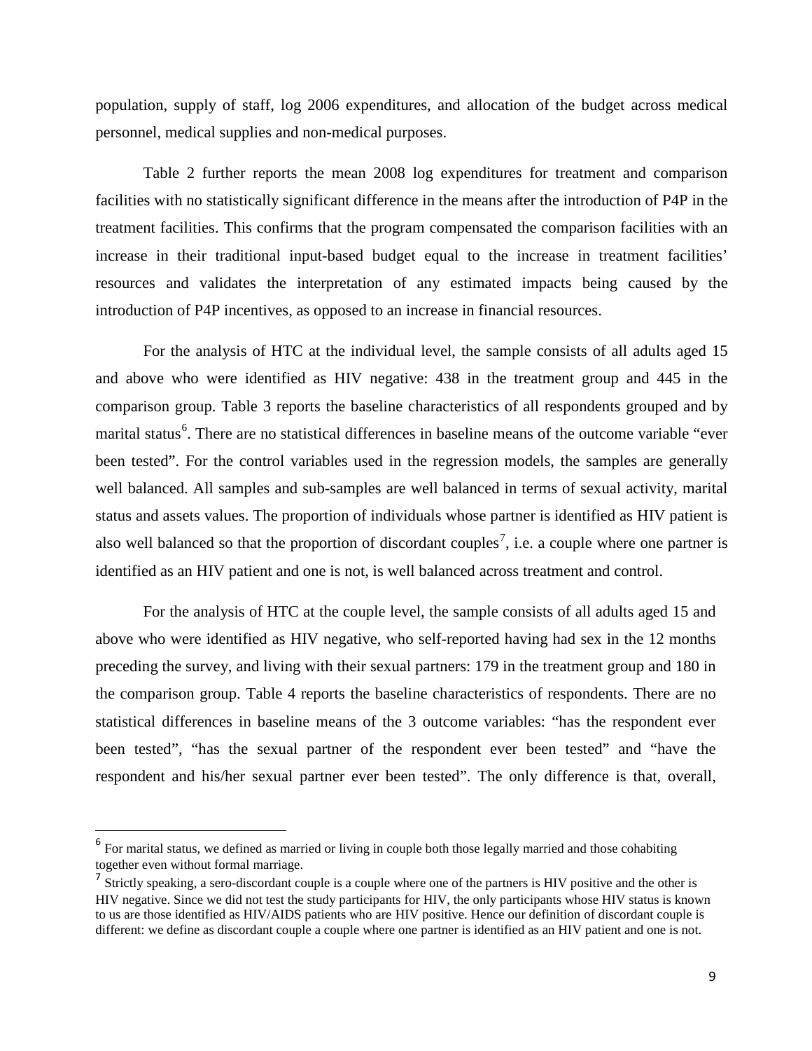population, supply of staff, log 2006 expenditures, and allocation of the budget across medical personnel, medical supplies and non-medical purposes.

Table 2 further reports the mean 2008 log expenditures for treatment and comparison facilities with no statistically significant difference in the means after the introduction of P4P in the treatment facilities. This confirms that the program compensated the comparison facilities with an increase in their traditional input-based budget equal to the increase in treatment facilities' resources and validates the interpretation of any estimated impacts being caused by the introduction of P4P incentives, as opposed to an increase in financial resources.

For the analysis of HTC at the individual level, the sample consists of all adults aged 15 and above who were identified as HIV negative: 438 in the treatment group and 445 in the comparison group. Table 3 reports the baseline characteristics of all respondents grouped and by marital status[6]. There are no statistical differences in baseline means of the outcome variable "ever been tested". For the control variables used in the regression models, the samples are generally well balanced. All samples and sub-samples are well balanced in terms of sexual activity, marital status and assets values. The proportion of individuals whose partner is identified as HIV patient is also well balanced so that the proportion of discordant couples[7], i.e. a couple where one partner is identified as an HIV patient and one is not, is well balanced across treatment and control.

For the analysis of HTC at the couple level, the sample consists of all adults aged 15 and above who were identified as HIV negative, who self-reported having had sex in the 12 months preceding the survey, and living with their sexual partners: 179 in the treatment group and 180 in the comparison group. Table 4 reports the baseline characteristics of respondents. There are no statistical differences in baseline means of the 3 outcome variables: "has the respondent ever been tested", "has the sexual partner of the respondent ever been tested" and "have the respondent and his/her sexual partner ever been tested". The only difference is that, overall,

[6] For marital status, we defined as married or living in couple both those legally married and those cohabiting together even without formal marriage.

[7] Strictly speaking, a sero-discordant couple is a couple where one of the partners is HIV positive and the other is HIV negative. Since we did not test the study participants for HIV, the only participants whose HIV status is known to us are those identified as HIV/AIDS patients who are HIV positive. Hence our definition of discordant couple is different: we define as discordant couple a couple where one partner is identified as an HIV patient and one is not.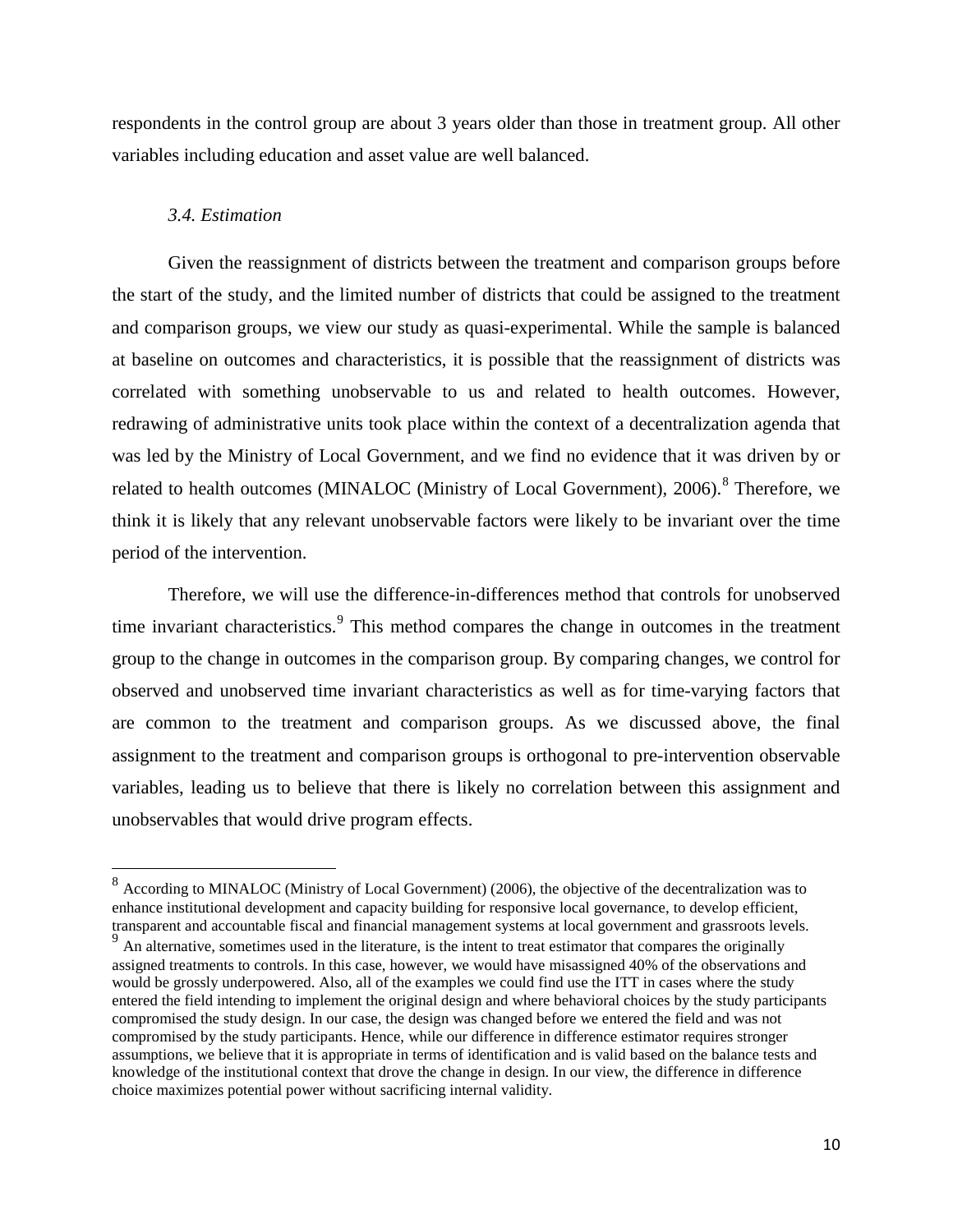respondents in the control group are about 3 years older than those in treatment group. All other variables including education and asset value are well balanced.

### *3.4. Estimation*

Given the reassignment of districts between the treatment and comparison groups before the start of the study, and the limited number of districts that could be assigned to the treatment and comparison groups, we view our study as quasi-experimental. While the sample is balanced at baseline on outcomes and characteristics, it is possible that the reassignment of districts was correlated with something unobservable to us and related to health outcomes. However, redrawing of administrative units took place within the context of a decentralization agenda that was led by the Ministry of Local Government, and we find no evidence that it was driven by or related to health outcomes (MINALOC (Ministry of Local Government), 2006).[8] Therefore, we think it is likely that any relevant unobservable factors were likely to be invariant over the time period of the intervention.

Therefore, we will use the difference-in-differences method that controls for unobserved time invariant characteristics.[9] This method compares the change in outcomes in the treatment group to the change in outcomes in the comparison group. By comparing changes, we control for observed and unobserved time invariant characteristics as well as for time-varying factors that are common to the treatment and comparison groups. As we discussed above, the final assignment to the treatment and comparison groups is orthogonal to pre-intervention observable variables, leading us to believe that there is likely no correlation between this assignment and unobservables that would drive program effects.

---

[8] According to MINALOC (Ministry of Local Government) (2006), the objective of the decentralization was to enhance institutional development and capacity building for responsive local governance, to develop efficient, transparent and accountable fiscal and financial management systems at local government and grassroots levels.

[9] An alternative, sometimes used in the literature, is the intent to treat estimator that compares the originally assigned treatments to controls. In this case, however, we would have misassigned 40% of the observations and would be grossly underpowered. Also, all of the examples we could find use the ITT in cases where the study entered the field intending to implement the original design and where behavioral choices by the study participants compromised the study design. In our case, the design was changed before we entered the field and was not compromised by the study participants. Hence, while our difference in difference estimator requires stronger assumptions, we believe that it is appropriate in terms of identification and is valid based on the balance tests and knowledge of the institutional context that drove the change in design. In our view, the difference in difference choice maximizes potential power without sacrificing internal validity.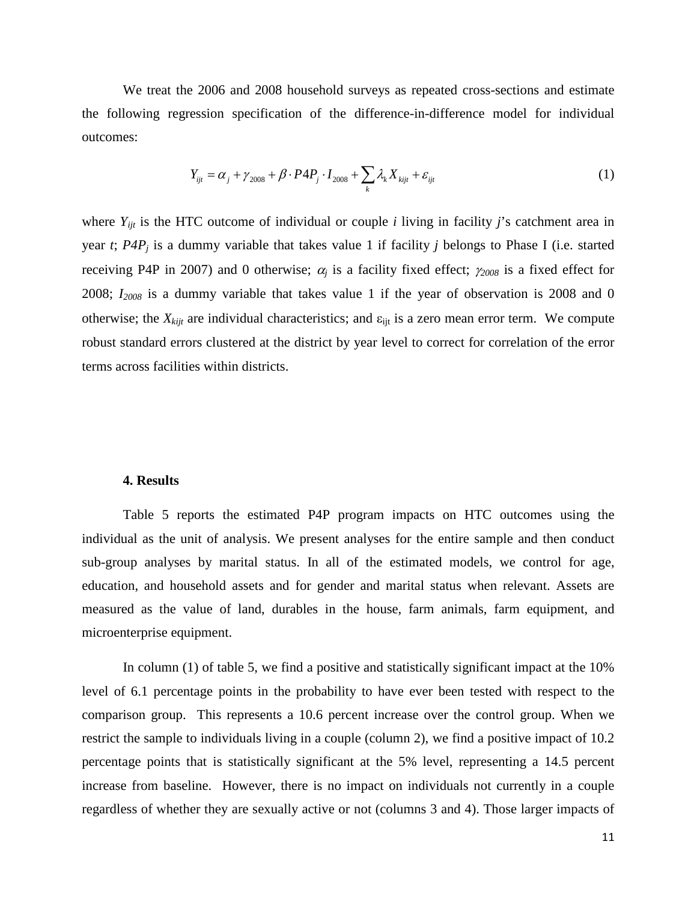We treat the 2006 and 2008 household surveys as repeated cross-sections and estimate the following regression specification of the difference-in-difference model for individual outcomes:

$$Y_{ijt} = \alpha_j + \gamma_{2008} + \beta \cdot P4P_j \cdot I_{2008} + \sum_k \lambda_k X_{kijt} + \varepsilon_{ijt} \tag{1}$$

where $Y_{ijt}$ is the HTC outcome of individual or couple $i$ living in facility $j$'s catchment area in year $t$; $P4P_j$ is a dummy variable that takes value 1 if facility $j$ belongs to Phase I (i.e. started receiving P4P in 2007) and 0 otherwise; $\alpha_j$ is a facility fixed effect; $\gamma_{2008}$ is a fixed effect for 2008; $I_{2008}$ is a dummy variable that takes value 1 if the year of observation is 2008 and 0 otherwise; the $X_{kijt}$ are individual characteristics; and $\varepsilon_{ijt}$ is a zero mean error term. We compute robust standard errors clustered at the district by year level to correct for correlation of the error terms across facilities within districts.

### 4. Results

Table 5 reports the estimated P4P program impacts on HTC outcomes using the individual as the unit of analysis. We present analyses for the entire sample and then conduct sub-group analyses by marital status. In all of the estimated models, we control for age, education, and household assets and for gender and marital status when relevant. Assets are measured as the value of land, durables in the house, farm animals, farm equipment, and microenterprise equipment.

In column (1) of table 5, we find a positive and statistically significant impact at the 10% level of 6.1 percentage points in the probability to have ever been tested with respect to the comparison group. This represents a 10.6 percent increase over the control group. When we restrict the sample to individuals living in a couple (column 2), we find a positive impact of 10.2 percentage points that is statistically significant at the 5% level, representing a 14.5 percent increase from baseline. However, there is no impact on individuals not currently in a couple regardless of whether they are sexually active or not (columns 3 and 4). Those larger impacts of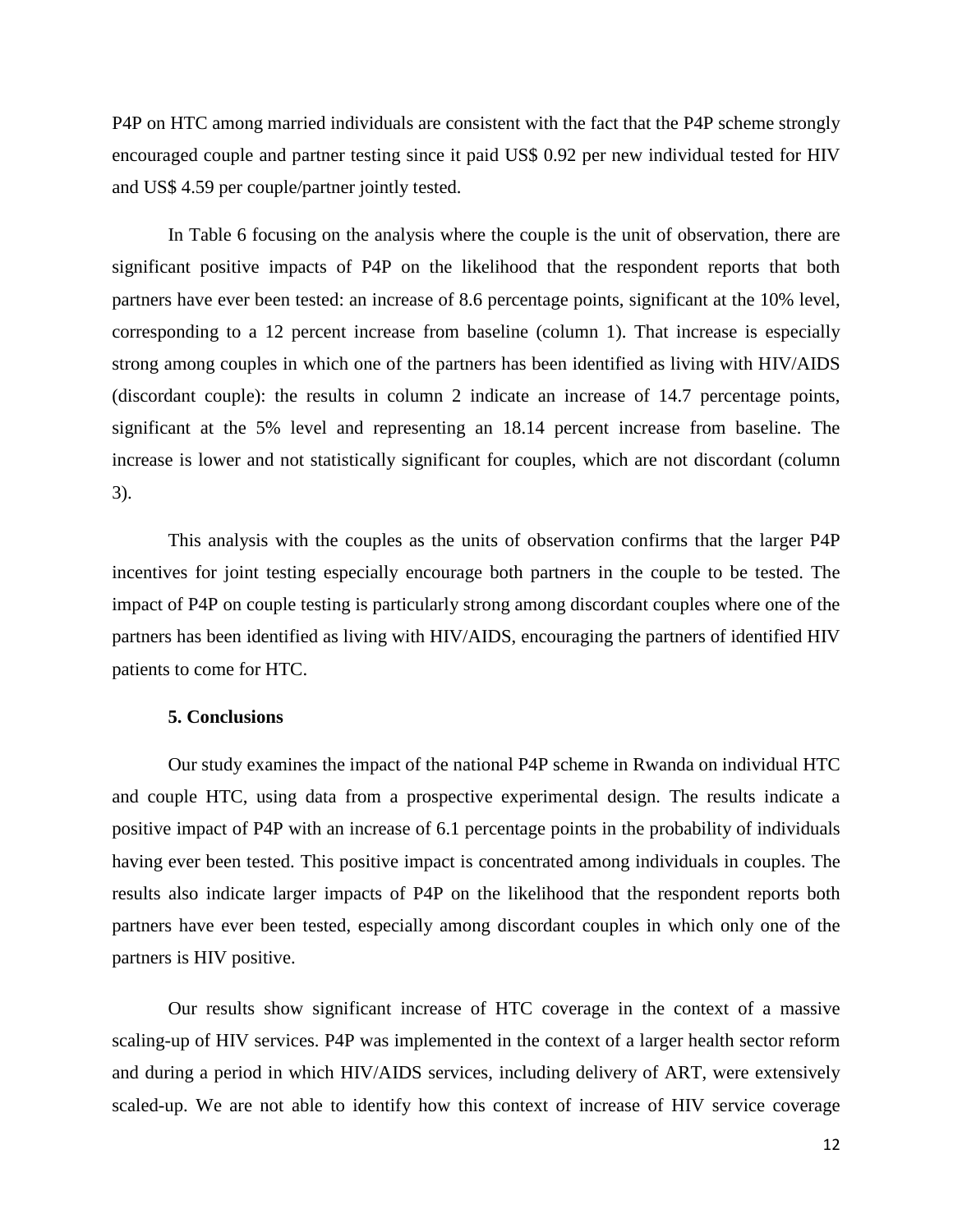P4P on HTC among married individuals are consistent with the fact that the P4P scheme strongly encouraged couple and partner testing since it paid US$ 0.92 per new individual tested for HIV and US$ 4.59 per couple/partner jointly tested.

In Table 6 focusing on the analysis where the couple is the unit of observation, there are significant positive impacts of P4P on the likelihood that the respondent reports that both partners have ever been tested: an increase of 8.6 percentage points, significant at the 10% level, corresponding to a 12 percent increase from baseline (column 1). That increase is especially strong among couples in which one of the partners has been identified as living with HIV/AIDS (discordant couple): the results in column 2 indicate an increase of 14.7 percentage points, significant at the 5% level and representing an 18.14 percent increase from baseline. The increase is lower and not statistically significant for couples, which are not discordant (column 3).

This analysis with the couples as the units of observation confirms that the larger P4P incentives for joint testing especially encourage both partners in the couple to be tested. The impact of P4P on couple testing is particularly strong among discordant couples where one of the partners has been identified as living with HIV/AIDS, encouraging the partners of identified HIV patients to come for HTC.

## 5. Conclusions

Our study examines the impact of the national P4P scheme in Rwanda on individual HTC and couple HTC, using data from a prospective experimental design. The results indicate a positive impact of P4P with an increase of 6.1 percentage points in the probability of individuals having ever been tested. This positive impact is concentrated among individuals in couples. The results also indicate larger impacts of P4P on the likelihood that the respondent reports both partners have ever been tested, especially among discordant couples in which only one of the partners is HIV positive.

Our results show significant increase of HTC coverage in the context of a massive scaling-up of HIV services. P4P was implemented in the context of a larger health sector reform and during a period in which HIV/AIDS services, including delivery of ART, were extensively scaled-up. We are not able to identify how this context of increase of HIV service coverage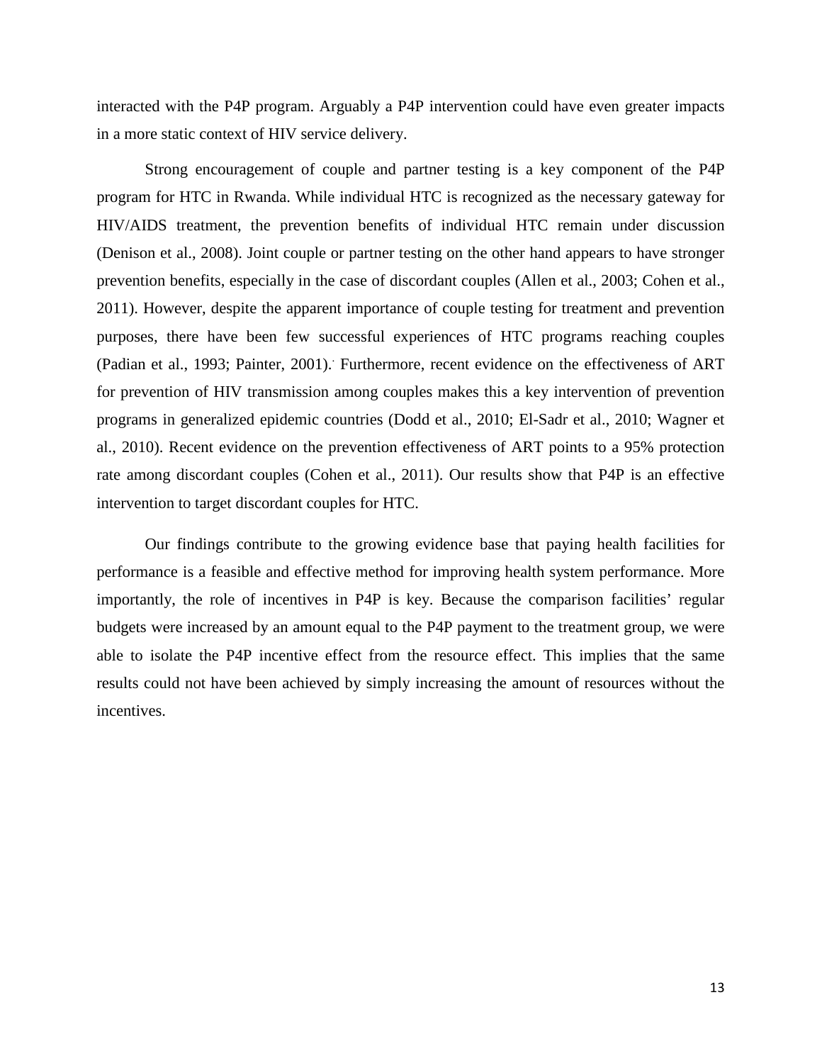interacted with the P4P program. Arguably a P4P intervention could have even greater impacts in a more static context of HIV service delivery.

Strong encouragement of couple and partner testing is a key component of the P4P program for HTC in Rwanda. While individual HTC is recognized as the necessary gateway for HIV/AIDS treatment, the prevention benefits of individual HTC remain under discussion (Denison et al., 2008). Joint couple or partner testing on the other hand appears to have stronger prevention benefits, especially in the case of discordant couples (Allen et al., 2003; Cohen et al., 2011). However, despite the apparent importance of couple testing for treatment and prevention purposes, there have been few successful experiences of HTC programs reaching couples (Padian et al., 1993; Painter, 2001). Furthermore, recent evidence on the effectiveness of ART for prevention of HIV transmission among couples makes this a key intervention of prevention programs in generalized epidemic countries (Dodd et al., 2010; El-Sadr et al., 2010; Wagner et al., 2010). Recent evidence on the prevention effectiveness of ART points to a 95% protection rate among discordant couples (Cohen et al., 2011). Our results show that P4P is an effective intervention to target discordant couples for HTC.

Our findings contribute to the growing evidence base that paying health facilities for performance is a feasible and effective method for improving health system performance. More importantly, the role of incentives in P4P is key. Because the comparison facilities' regular budgets were increased by an amount equal to the P4P payment to the treatment group, we were able to isolate the P4P incentive effect from the resource effect. This implies that the same results could not have been achieved by simply increasing the amount of resources without the incentives.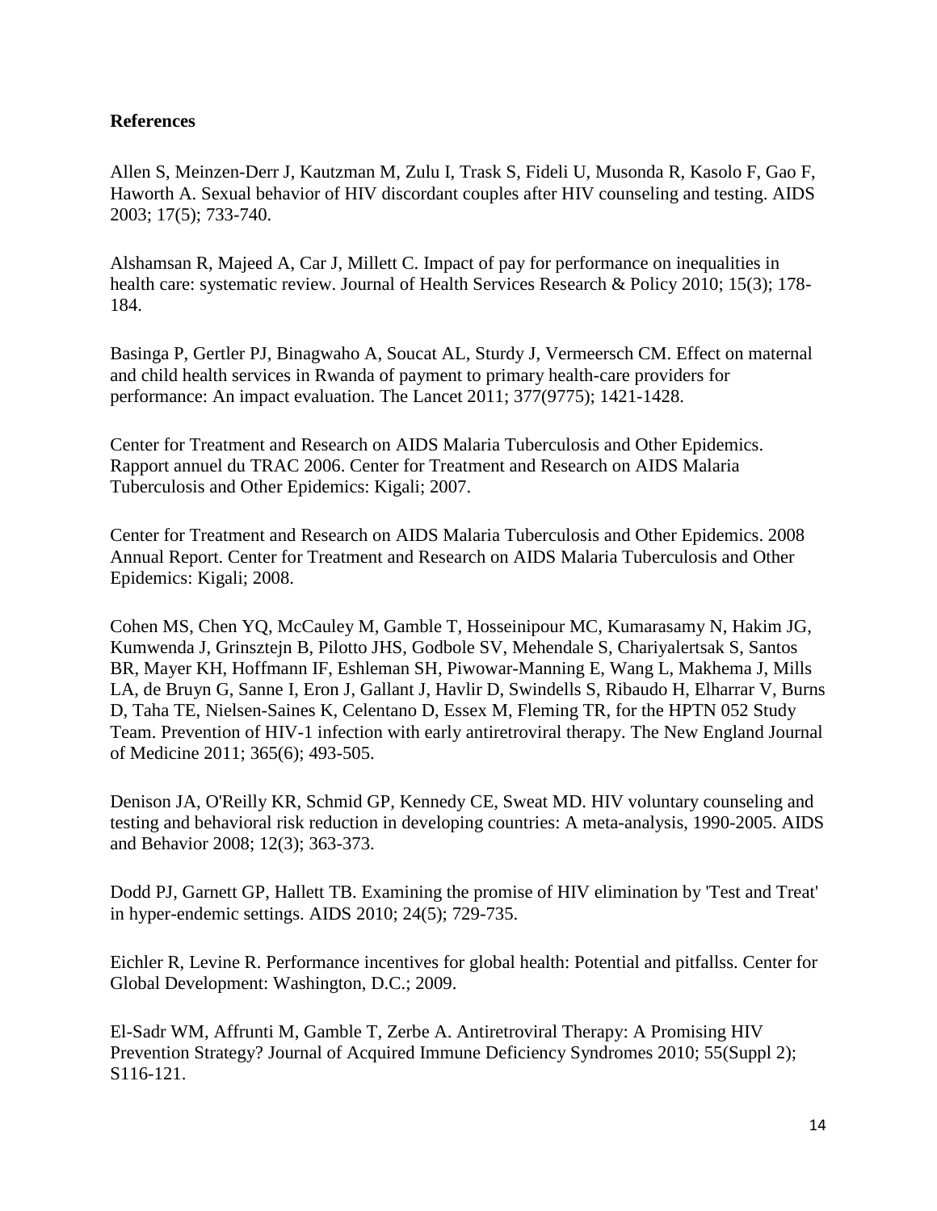**References**

Allen S, Meinzen-Derr J, Kautzman M, Zulu I, Trask S, Fideli U, Musonda R, Kasolo F, Gao F, Haworth A. Sexual behavior of HIV discordant couples after HIV counseling and testing. AIDS 2003; 17(5); 733-740.

Alshamsan R, Majeed A, Car J, Millett C. Impact of pay for performance on inequalities in health care: systematic review. Journal of Health Services Research & Policy 2010; 15(3); 178-184.

Basinga P, Gertler PJ, Binagwaho A, Soucat AL, Sturdy J, Vermeersch CM. Effect on maternal and child health services in Rwanda of payment to primary health-care providers for performance: An impact evaluation. The Lancet 2011; 377(9775); 1421-1428.

Center for Treatment and Research on AIDS Malaria Tuberculosis and Other Epidemics. Rapport annuel du TRAC 2006. Center for Treatment and Research on AIDS Malaria Tuberculosis and Other Epidemics: Kigali; 2007.

Center for Treatment and Research on AIDS Malaria Tuberculosis and Other Epidemics. 2008 Annual Report. Center for Treatment and Research on AIDS Malaria Tuberculosis and Other Epidemics: Kigali; 2008.

Cohen MS, Chen YQ, McCauley M, Gamble T, Hosseinipour MC, Kumarasamy N, Hakim JG, Kumwenda J, Grinsztejn B, Pilotto JHS, Godbole SV, Mehendale S, Chariyalertsak S, Santos BR, Mayer KH, Hoffmann IF, Eshleman SH, Piwowar-Manning E, Wang L, Makhema J, Mills LA, de Bruyn G, Sanne I, Eron J, Gallant J, Havlir D, Swindells S, Ribaudo H, Elharrar V, Burns D, Taha TE, Nielsen-Saines K, Celentano D, Essex M, Fleming TR, for the HPTN 052 Study Team. Prevention of HIV-1 infection with early antiretroviral therapy. The New England Journal of Medicine 2011; 365(6); 493-505.

Denison JA, O'Reilly KR, Schmid GP, Kennedy CE, Sweat MD. HIV voluntary counseling and testing and behavioral risk reduction in developing countries: A meta-analysis, 1990-2005. AIDS and Behavior 2008; 12(3); 363-373.

Dodd PJ, Garnett GP, Hallett TB. Examining the promise of HIV elimination by 'Test and Treat' in hyper-endemic settings. AIDS 2010; 24(5); 729-735.

Eichler R, Levine R. Performance incentives for global health: Potential and pitfallss. Center for Global Development: Washington, D.C.; 2009.

El-Sadr WM, Affrunti M, Gamble T, Zerbe A. Antiretroviral Therapy: A Promising HIV Prevention Strategy? Journal of Acquired Immune Deficiency Syndromes 2010; 55(Suppl 2); S116-121.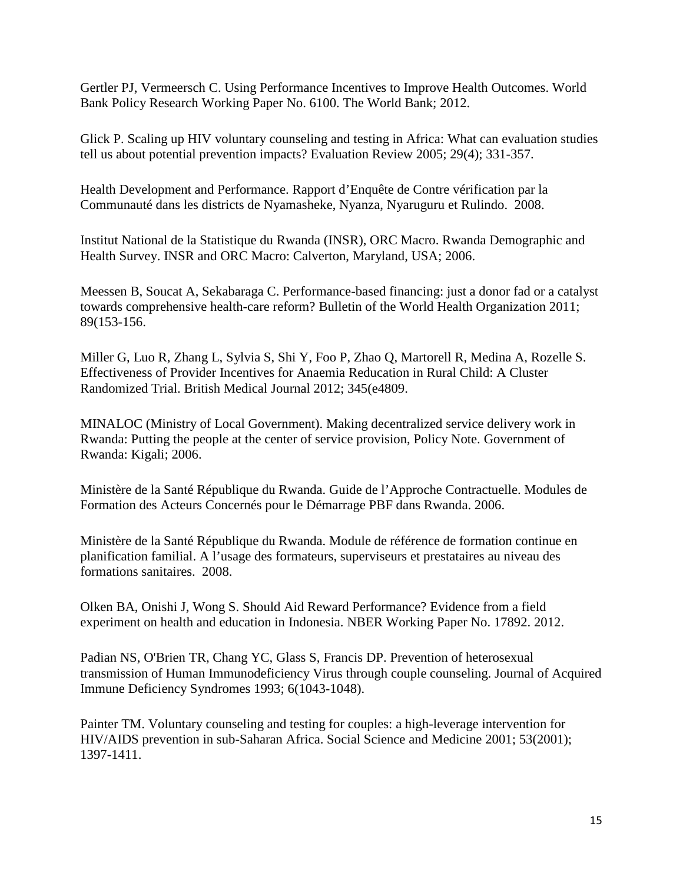Gertler PJ, Vermeersch C. Using Performance Incentives to Improve Health Outcomes. World Bank Policy Research Working Paper No. 6100. The World Bank; 2012.

Glick P. Scaling up HIV voluntary counseling and testing in Africa: What can evaluation studies tell us about potential prevention impacts? Evaluation Review 2005; 29(4); 331-357.

Health Development and Performance. Rapport d'Enquête de Contre vérification par la Communauté dans les districts de Nyamasheke, Nyanza, Nyaruguru et Rulindo. 2008.

Institut National de la Statistique du Rwanda (INSR), ORC Macro. Rwanda Demographic and Health Survey. INSR and ORC Macro: Calverton, Maryland, USA; 2006.

Meessen B, Soucat A, Sekabaraga C. Performance-based financing: just a donor fad or a catalyst towards comprehensive health-care reform? Bulletin of the World Health Organization 2011; 89(153-156.

Miller G, Luo R, Zhang L, Sylvia S, Shi Y, Foo P, Zhao Q, Martorell R, Medina A, Rozelle S. Effectiveness of Provider Incentives for Anaemia Reducation in Rural Child: A Cluster Randomized Trial. British Medical Journal 2012; 345(e4809.

MINALOC (Ministry of Local Government). Making decentralized service delivery work in Rwanda: Putting the people at the center of service provision, Policy Note. Government of Rwanda: Kigali; 2006.

Ministère de la Santé République du Rwanda. Guide de l'Approche Contractuelle. Modules de Formation des Acteurs Concernés pour le Démarrage PBF dans Rwanda. 2006.

Ministère de la Santé République du Rwanda. Module de référence de formation continue en planification familial. A l'usage des formateurs, superviseurs et prestataires au niveau des formations sanitaires. 2008.

Olken BA, Onishi J, Wong S. Should Aid Reward Performance? Evidence from a field experiment on health and education in Indonesia. NBER Working Paper No. 17892. 2012.

Padian NS, O'Brien TR, Chang YC, Glass S, Francis DP. Prevention of heterosexual transmission of Human Immunodeficiency Virus through couple counseling. Journal of Acquired Immune Deficiency Syndromes 1993; 6(1043-1048).

Painter TM. Voluntary counseling and testing for couples: a high-leverage intervention for HIV/AIDS prevention in sub-Saharan Africa. Social Science and Medicine 2001; 53(2001); 1397-1411.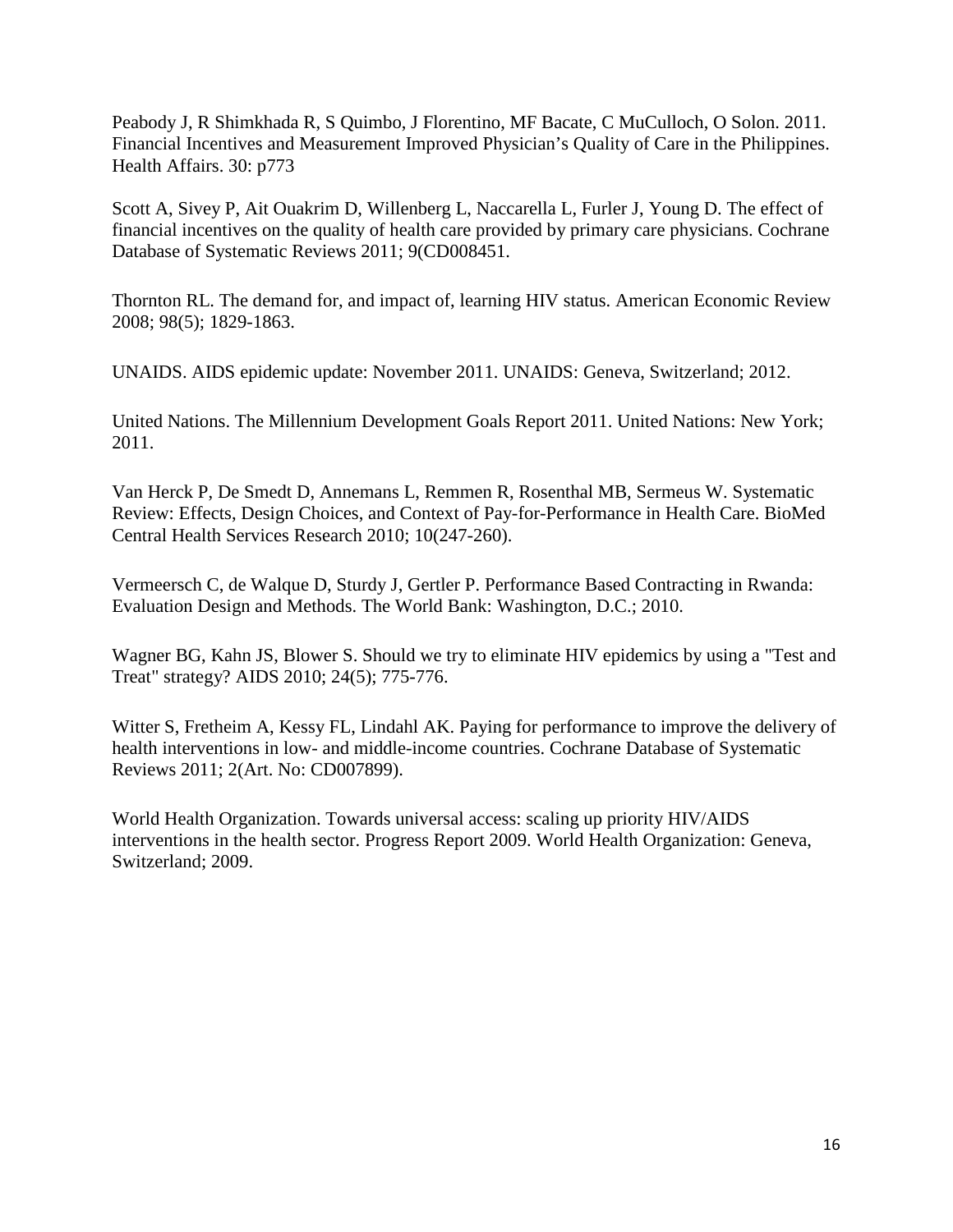Peabody J, R Shimkhada R, S Quimbo, J Florentino, MF Bacate, C MuCulloch, O Solon. 2011. Financial Incentives and Measurement Improved Physician's Quality of Care in the Philippines. Health Affairs. 30: p773

Scott A, Sivey P, Ait Ouakrim D, Willenberg L, Naccarella L, Furler J, Young D. The effect of financial incentives on the quality of health care provided by primary care physicians. Cochrane Database of Systematic Reviews 2011; 9(CD008451.

Thornton RL. The demand for, and impact of, learning HIV status. American Economic Review 2008; 98(5); 1829-1863.

UNAIDS. AIDS epidemic update: November 2011. UNAIDS: Geneva, Switzerland; 2012.

United Nations. The Millennium Development Goals Report 2011. United Nations: New York; 2011.

Van Herck P, De Smedt D, Annemans L, Remmen R, Rosenthal MB, Sermeus W. Systematic Review: Effects, Design Choices, and Context of Pay-for-Performance in Health Care. BioMed Central Health Services Research 2010; 10(247-260).

Vermeersch C, de Walque D, Sturdy J, Gertler P. Performance Based Contracting in Rwanda: Evaluation Design and Methods. The World Bank: Washington, D.C.; 2010.

Wagner BG, Kahn JS, Blower S. Should we try to eliminate HIV epidemics by using a "Test and Treat" strategy? AIDS 2010; 24(5); 775-776.

Witter S, Fretheim A, Kessy FL, Lindahl AK. Paying for performance to improve the delivery of health interventions in low- and middle-income countries. Cochrane Database of Systematic Reviews 2011; 2(Art. No: CD007899).

World Health Organization. Towards universal access: scaling up priority HIV/AIDS interventions in the health sector. Progress Report 2009. World Health Organization: Geneva, Switzerland; 2009.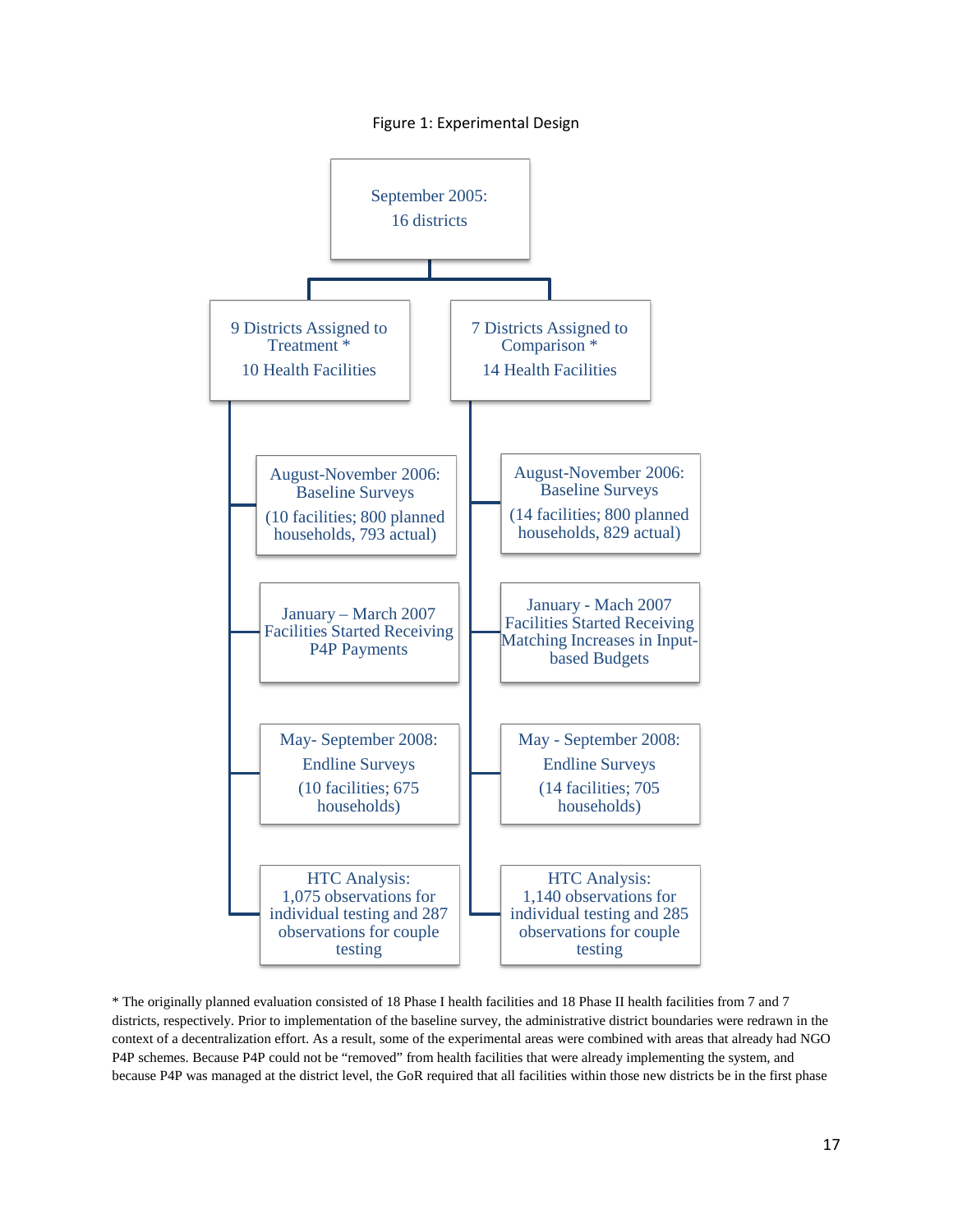Figure 1: Experimental Design

September 2005:
16 districts

9 Districts Assigned to Treatment *
10 Health Facilities

7 Districts Assigned to Comparison *
14 Health Facilities

August-November 2006:
Baseline Surveys
(10 facilities; 800 planned households, 793 actual)

August-November 2006:
Baseline Surveys
(14 facilities; 800 planned households, 829 actual)

January – March 2007
Facilities Started Receiving P4P Payments

January - Mach 2007
Facilities Started Receiving Matching Increases in Input-based Budgets

May- September 2008:
Endline Surveys
(10 facilities; 675 households)

May - September 2008:
Endline Surveys
(14 facilities; 705 households)

HTC Analysis:
1,075 observations for individual testing and 287 observations for couple testing

HTC Analysis:
1,140 observations for individual testing and 285 observations for couple testing

* The originally planned evaluation consisted of 18 Phase I health facilities and 18 Phase II health facilities from 7 and 7 districts, respectively. Prior to implementation of the baseline survey, the administrative district boundaries were redrawn in the context of a decentralization effort. As a result, some of the experimental areas were combined with areas that already had NGO P4P schemes. Because P4P could not be "removed" from health facilities that were already implementing the system, and because P4P was managed at the district level, the GoR required that all facilities within those new districts be in the first phase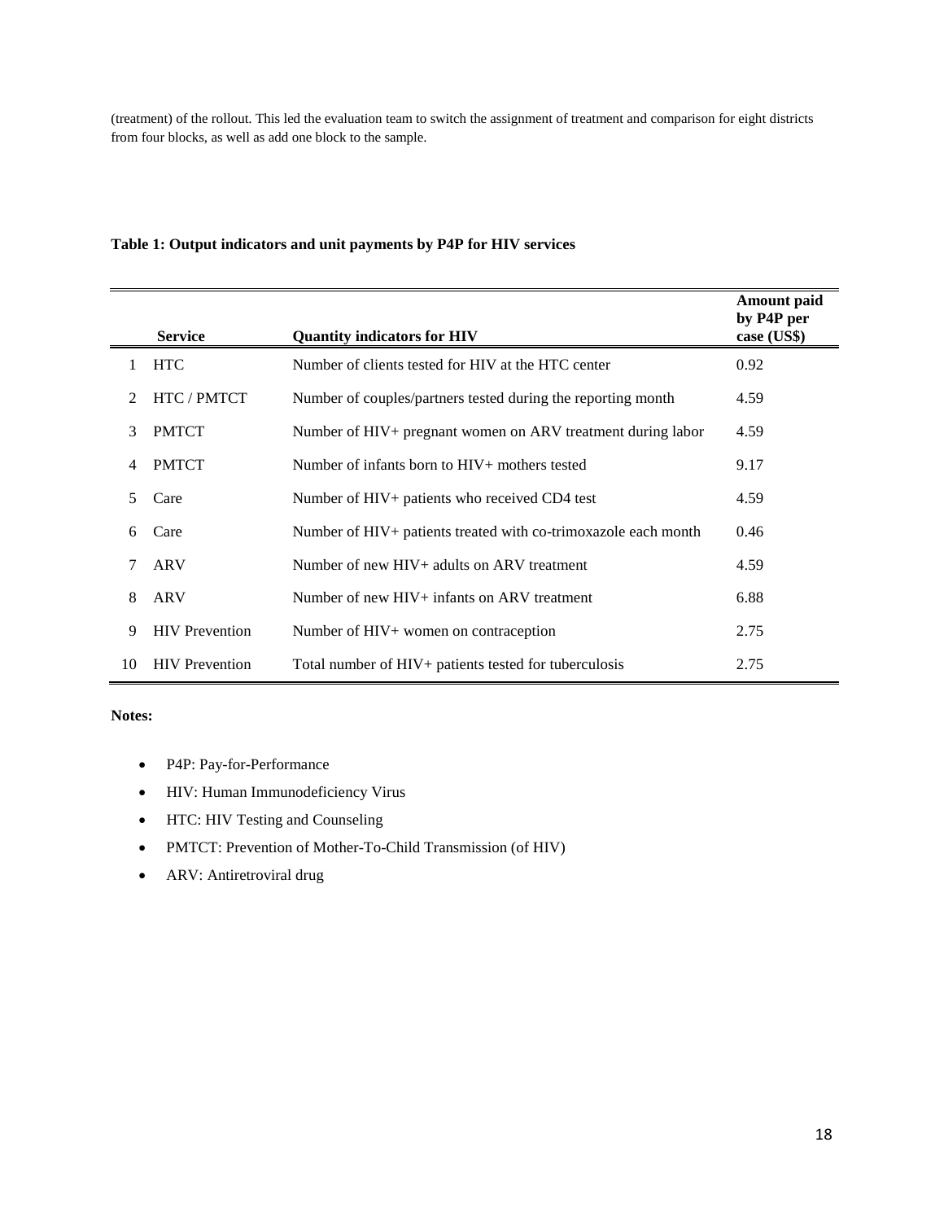(treatment) of the rollout. This led the evaluation team to switch the assignment of treatment and comparison for eight districts from four blocks, as well as add one block to the sample.

**Table 1: Output indicators and unit payments by P4P for HIV services**

| | Service | Quantity indicators for HIV | Amount paid by P4P per case (US$) |
|---|---|---|---|
| 1 | HTC | Number of clients tested for HIV at the HTC center | 0.92 |
| 2 | HTC / PMTCT | Number of couples/partners tested during the reporting month | 4.59 |
| 3 | PMTCT | Number of HIV+ pregnant women on ARV treatment during labor | 4.59 |
| 4 | PMTCT | Number of infants born to HIV+ mothers tested | 9.17 |
| 5 | Care | Number of HIV+ patients who received CD4 test | 4.59 |
| 6 | Care | Number of HIV+ patients treated with co-trimoxazole each month | 0.46 |
| 7 | ARV | Number of new HIV+ adults on ARV treatment | 4.59 |
| 8 | ARV | Number of new HIV+ infants on ARV treatment | 6.88 |
| 9 | HIV Prevention | Number of HIV+ women on contraception | 2.75 |
| 10 | HIV Prevention | Total number of HIV+ patients tested for tuberculosis | 2.75 |

**Notes:**

- P4P: Pay-for-Performance
- HIV: Human Immunodeficiency Virus
- HTC: HIV Testing and Counseling
- PMTCT: Prevention of Mother-To-Child Transmission (of HIV)
- ARV: Antiretroviral drug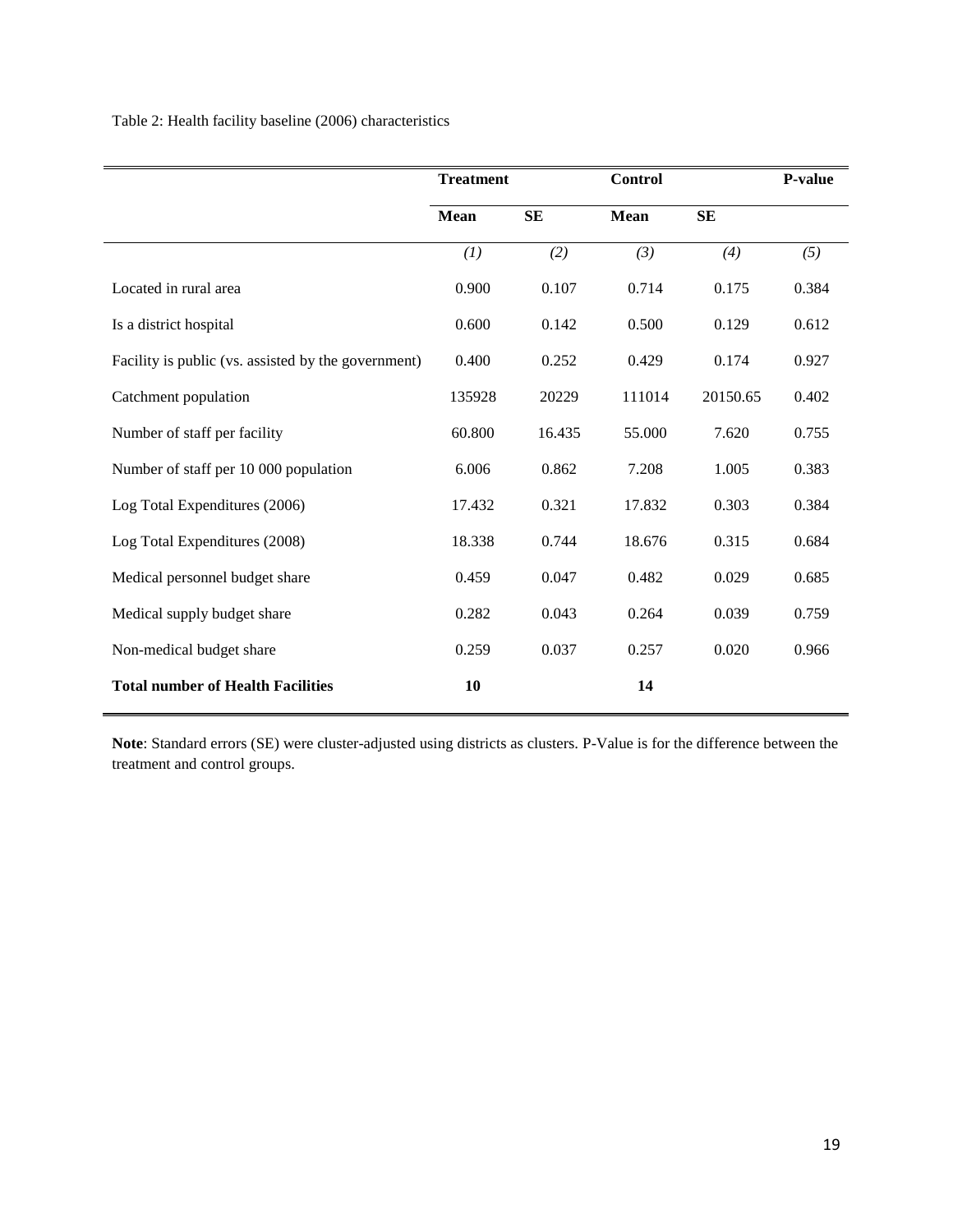Table 2: Health facility baseline (2006) characteristics

| | Treatment | | Control | | P-value |
|---|---|---|---|---|---|
| | Mean | SE | Mean | SE | |
| | *(1)* | *(2)* | *(3)* | *(4)* | *(5)* |
| Located in rural area | 0.900 | 0.107 | 0.714 | 0.175 | 0.384 |
| Is a district hospital | 0.600 | 0.142 | 0.500 | 0.129 | 0.612 |
| Facility is public (vs. assisted by the government) | 0.400 | 0.252 | 0.429 | 0.174 | 0.927 |
| Catchment population | 135928 | 20229 | 111014 | 20150.65 | 0.402 |
| Number of staff per facility | 60.800 | 16.435 | 55.000 | 7.620 | 0.755 |
| Number of staff per 10 000 population | 6.006 | 0.862 | 7.208 | 1.005 | 0.383 |
| Log Total Expenditures (2006) | 17.432 | 0.321 | 17.832 | 0.303 | 0.384 |
| Log Total Expenditures (2008) | 18.338 | 0.744 | 18.676 | 0.315 | 0.684 |
| Medical personnel budget share | 0.459 | 0.047 | 0.482 | 0.029 | 0.685 |
| Medical supply budget share | 0.282 | 0.043 | 0.264 | 0.039 | 0.759 |
| Non-medical budget share | 0.259 | 0.037 | 0.257 | 0.020 | 0.966 |
| **Total number of Health Facilities** | **10** | | **14** | | |

**Note**: Standard errors (SE) were cluster-adjusted using districts as clusters. P-Value is for the difference between the treatment and control groups.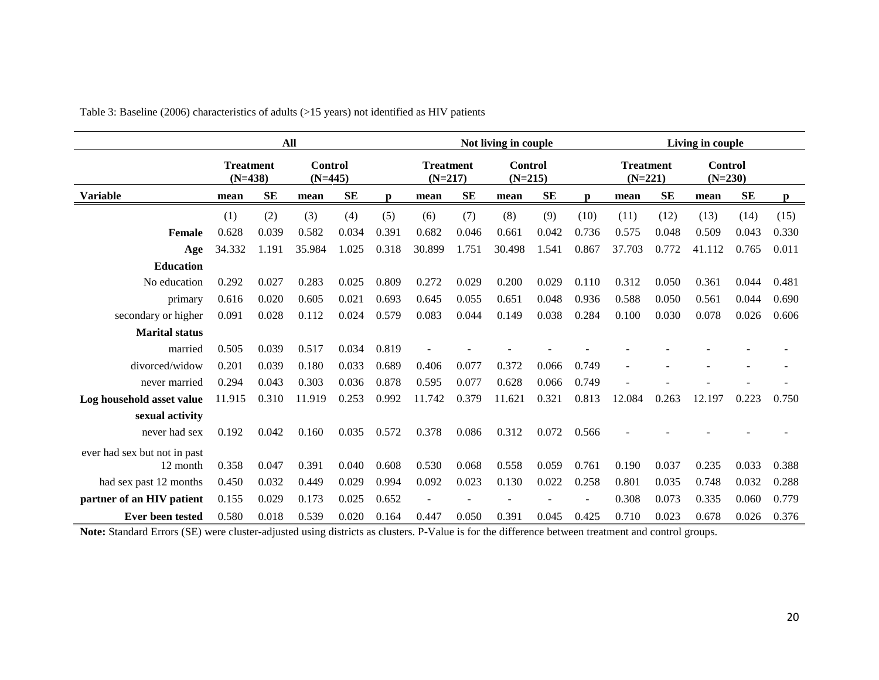Table 3: Baseline (2006) characteristics of adults (>15 years) not identified as HIV patients

| | All | | | | | Not living in couple | | | | | Living in couple | | | | |
|---|---|---|---|---|---|---|---|---|---|---|---|---|---|---|---|
| | Treatment (N=438) | | Control (N=445) | | | Treatment (N=217) | | Control (N=215) | | | Treatment (N=221) | | Control (N=230) | | |
| **Variable** | **mean** | **SE** | **mean** | **SE** | **p** | **mean** | **SE** | **mean** | **SE** | **p** | **mean** | **SE** | **mean** | **SE** | **p** |
| | (1) | (2) | (3) | (4) | (5) | (6) | (7) | (8) | (9) | (10) | (11) | (12) | (13) | (14) | (15) |
| **Female** | 0.628 | 0.039 | 0.582 | 0.034 | 0.391 | 0.682 | 0.046 | 0.661 | 0.042 | 0.736 | 0.575 | 0.048 | 0.509 | 0.043 | 0.330 |
| **Age** | 34.332 | 1.191 | 35.984 | 1.025 | 0.318 | 30.899 | 1.751 | 30.498 | 1.541 | 0.867 | 37.703 | 0.772 | 41.112 | 0.765 | 0.011 |
| **Education** | | | | | | | | | | | | | | | |
| No education | 0.292 | 0.027 | 0.283 | 0.025 | 0.809 | 0.272 | 0.029 | 0.200 | 0.029 | 0.110 | 0.312 | 0.050 | 0.361 | 0.044 | 0.481 |
| primary | 0.616 | 0.020 | 0.605 | 0.021 | 0.693 | 0.645 | 0.055 | 0.651 | 0.048 | 0.936 | 0.588 | 0.050 | 0.561 | 0.044 | 0.690 |
| secondary or higher | 0.091 | 0.028 | 0.112 | 0.024 | 0.579 | 0.083 | 0.044 | 0.149 | 0.038 | 0.284 | 0.100 | 0.030 | 0.078 | 0.026 | 0.606 |
| **Marital status** | | | | | | | | | | | | | | | |
| married | 0.505 | 0.039 | 0.517 | 0.034 | 0.819 | - | - | - | - | - | - | - | - | - | - |
| divorced/widow | 0.201 | 0.039 | 0.180 | 0.033 | 0.689 | 0.406 | 0.077 | 0.372 | 0.066 | 0.749 | - | - | - | - | - |
| never married | 0.294 | 0.043 | 0.303 | 0.036 | 0.878 | 0.595 | 0.077 | 0.628 | 0.066 | 0.749 | - | - | - | - | - |
| **Log household asset value** | 11.915 | 0.310 | 11.919 | 0.253 | 0.992 | 11.742 | 0.379 | 11.621 | 0.321 | 0.813 | 12.084 | 0.263 | 12.197 | 0.223 | 0.750 |
| **sexual activity** | | | | | | | | | | | | | | | |
| never had sex | 0.192 | 0.042 | 0.160 | 0.035 | 0.572 | 0.378 | 0.086 | 0.312 | 0.072 | 0.566 | - | - | - | - | - |
| ever had sex but not in past 12 month | 0.358 | 0.047 | 0.391 | 0.040 | 0.608 | 0.530 | 0.068 | 0.558 | 0.059 | 0.761 | 0.190 | 0.037 | 0.235 | 0.033 | 0.388 |
| had sex past 12 months | 0.450 | 0.032 | 0.449 | 0.029 | 0.994 | 0.092 | 0.023 | 0.130 | 0.022 | 0.258 | 0.801 | 0.035 | 0.748 | 0.032 | 0.288 |
| **partner of an HIV patient** | 0.155 | 0.029 | 0.173 | 0.025 | 0.652 | - | - | - | - | - | 0.308 | 0.073 | 0.335 | 0.060 | 0.779 |
| **Ever been tested** | 0.580 | 0.018 | 0.539 | 0.020 | 0.164 | 0.447 | 0.050 | 0.391 | 0.045 | 0.425 | 0.710 | 0.023 | 0.678 | 0.026 | 0.376 |

**Note:** Standard Errors (SE) were cluster-adjusted using districts as clusters. P-Value is for the difference between treatment and control groups.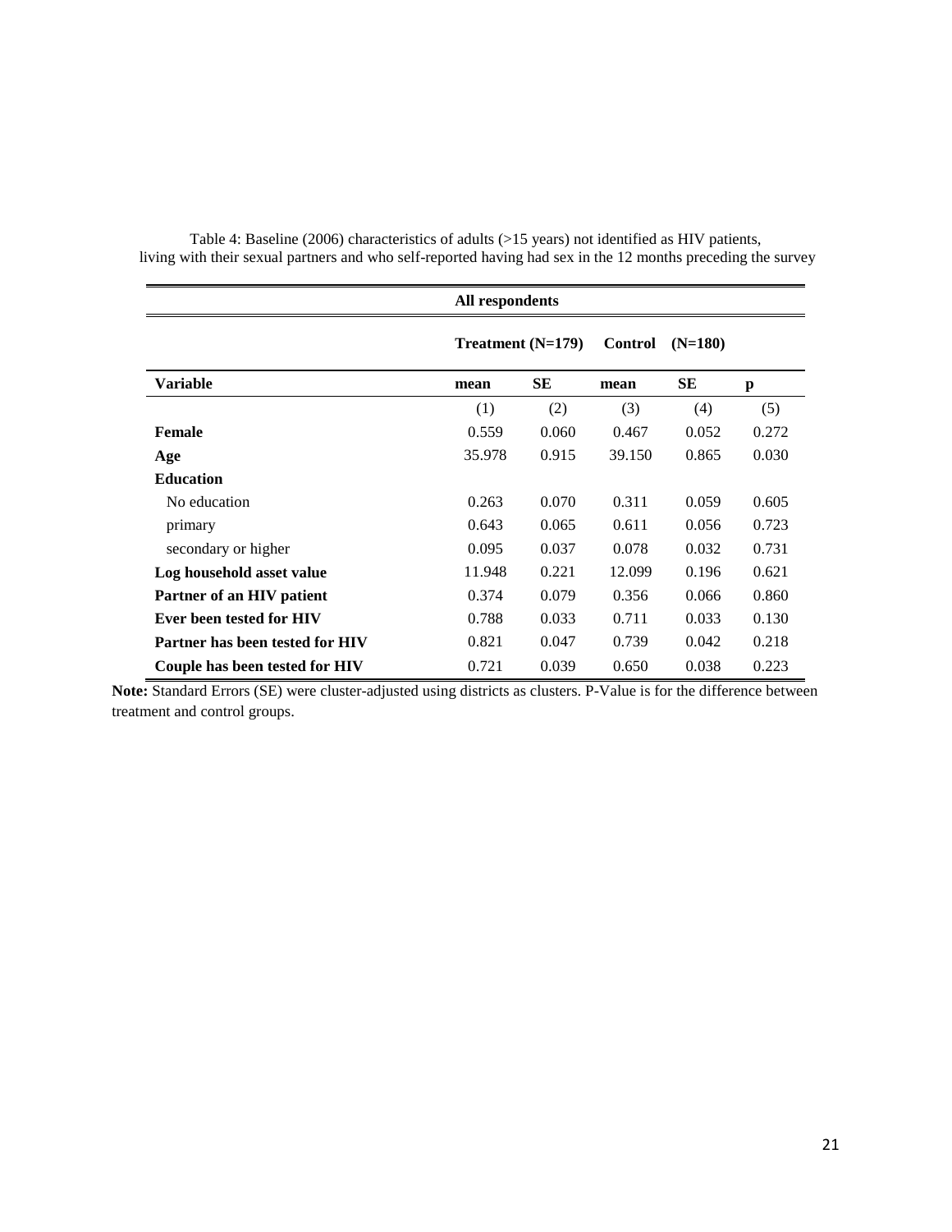Table 4: Baseline (2006) characteristics of adults (>15 years) not identified as HIV patients, living with their sexual partners and who self-reported having had sex in the 12 months preceding the survey

| | All respondents | | | | |
|---|---|---|---|---|---|
| | Treatment (N=179) | | Control (N=180) | | |
| **Variable** | **mean** | **SE** | **mean** | **SE** | **p** |
| | (1) | (2) | (3) | (4) | (5) |
| **Female** | 0.559 | 0.060 | 0.467 | 0.052 | 0.272 |
| **Age** | 35.978 | 0.915 | 39.150 | 0.865 | 0.030 |
| **Education** | | | | | |
| No education | 0.263 | 0.070 | 0.311 | 0.059 | 0.605 |
| primary | 0.643 | 0.065 | 0.611 | 0.056 | 0.723 |
| secondary or higher | 0.095 | 0.037 | 0.078 | 0.032 | 0.731 |
| **Log household asset value** | 11.948 | 0.221 | 12.099 | 0.196 | 0.621 |
| **Partner of an HIV patient** | 0.374 | 0.079 | 0.356 | 0.066 | 0.860 |
| **Ever been tested for HIV** | 0.788 | 0.033 | 0.711 | 0.033 | 0.130 |
| **Partner has been tested for HIV** | 0.821 | 0.047 | 0.739 | 0.042 | 0.218 |
| **Couple has been tested for HIV** | 0.721 | 0.039 | 0.650 | 0.038 | 0.223 |

**Note:** Standard Errors (SE) were cluster-adjusted using districts as clusters. P-Value is for the difference between treatment and control groups.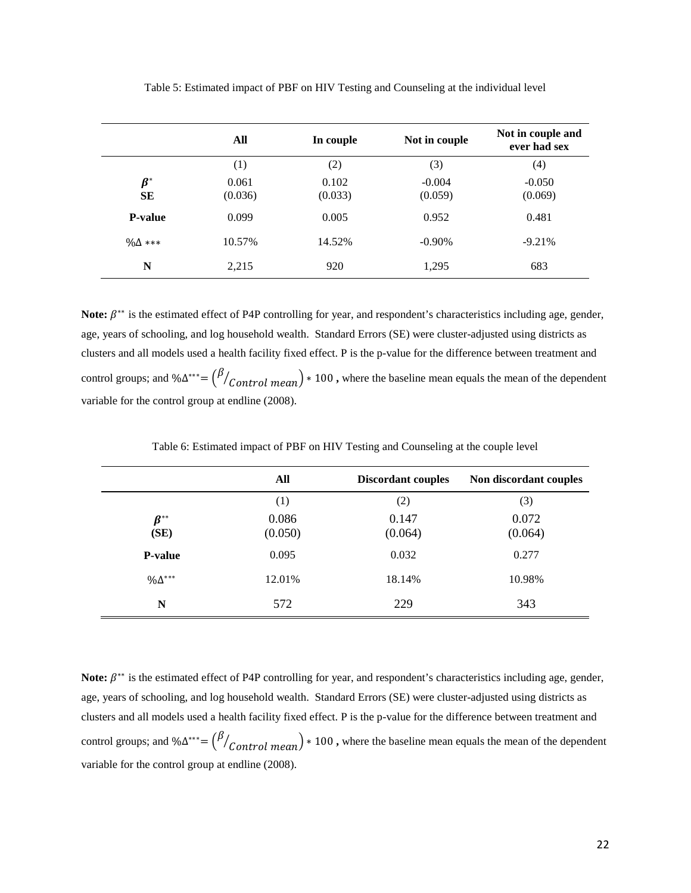Table 5: Estimated impact of PBF on HIV Testing and Counseling at the individual level

| | All | In couple | Not in couple | Not in couple and ever had sex |
|---|---|---|---|---|
| | (1) | (2) | (3) | (4) |
| $\boldsymbol{\beta}^{*}$ | 0.061 | 0.102 | -0.004 | -0.050 |
| **SE** | (0.036) | (0.033) | (0.059) | (0.069) |
| **P-value** | 0.099 | 0.005 | 0.952 | 0.481 |
| %Δ *** | 10.57% | 14.52% | -0.90% | -9.21% |
| **N** | 2,215 | 920 | 1,295 | 683 |

**Note:** $\beta^{**}$ is the estimated effect of P4P controlling for year, and respondent's characteristics including age, gender, age, years of schooling, and log household wealth. Standard Errors (SE) were cluster-adjusted using districts as clusters and all models used a health facility fixed effect. P is the p-value for the difference between treatment and control groups; and $\%\Delta^{***} = \left(\beta / _{Control\ mean}\right) * 100$ **,** where the baseline mean equals the mean of the dependent variable for the control group at endline (2008).

Table 6: Estimated impact of PBF on HIV Testing and Counseling at the couple level

| | All | Discordant couples | Non discordant couples |
|---|---|---|---|
| | (1) | (2) | (3) |
| $\boldsymbol{\beta}^{**}$ | 0.086 | 0.147 | 0.072 |
| **(SE)** | (0.050) | (0.064) | (0.064) |
| **P-value** | 0.095 | 0.032 | 0.277 |
| %Δ*** | 12.01% | 18.14% | 10.98% |
| **N** | 572 | 229 | 343 |

**Note:** $\beta^{**}$ is the estimated effect of P4P controlling for year, and respondent's characteristics including age, gender, age, years of schooling, and log household wealth. Standard Errors (SE) were cluster-adjusted using districts as clusters and all models used a health facility fixed effect. P is the p-value for the difference between treatment and control groups; and $\%\Delta^{***} = \left(\beta / _{Control\ mean}\right) * 100$ **,** where the baseline mean equals the mean of the dependent variable for the control group at endline (2008).